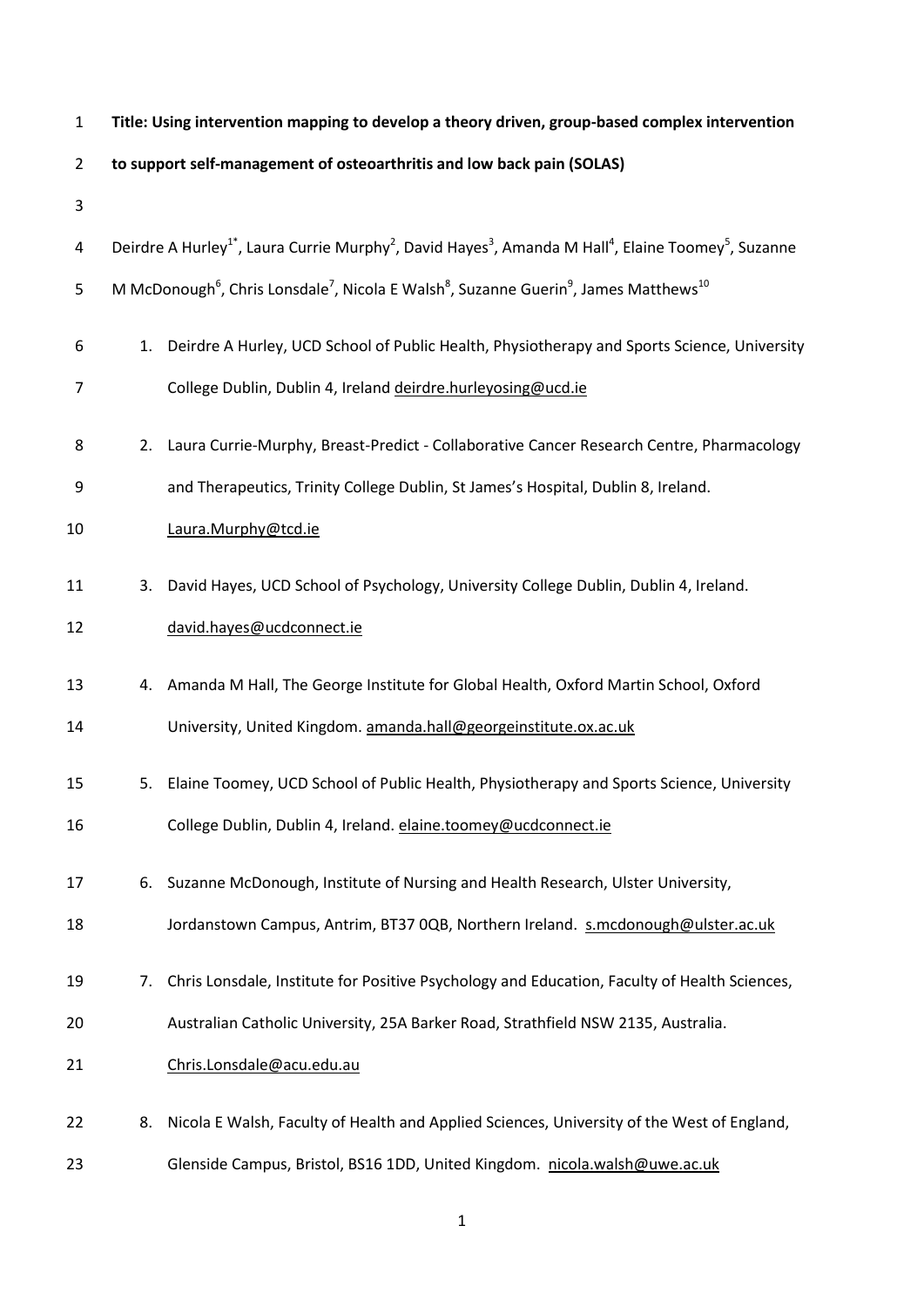**Title: Using intervention mapping to develop a theory driven, group-based complex intervention to support self-management of osteoarthritis and low back pain (SOLAS)**

Deirdre A Hurley[1*], Laura Currie Murphy[2], David Hayes[3], Amanda M Hall[4], Elaine Toomey[5], Suzanne M McDonough[6], Chris Lonsdale[7], Nicola E Walsh[8], Suzanne Guerin[9], James Matthews[10]

1. Deirdre A Hurley, UCD School of Public Health, Physiotherapy and Sports Science, University College Dublin, Dublin 4, Ireland deirdre.hurleyosing@ucd.ie
2. Laura Currie-Murphy, Breast-Predict - Collaborative Cancer Research Centre, Pharmacology and Therapeutics, Trinity College Dublin, St James's Hospital, Dublin 8, Ireland. Laura.Murphy@tcd.ie
3. David Hayes, UCD School of Psychology, University College Dublin, Dublin 4, Ireland. david.hayes@ucdconnect.ie
4. Amanda M Hall, The George Institute for Global Health, Oxford Martin School, Oxford University, United Kingdom. amanda.hall@georgeinstitute.ox.ac.uk
5. Elaine Toomey, UCD School of Public Health, Physiotherapy and Sports Science, University College Dublin, Dublin 4, Ireland. elaine.toomey@ucdconnect.ie
6. Suzanne McDonough, Institute of Nursing and Health Research, Ulster University, Jordanstown Campus, Antrim, BT37 0QB, Northern Ireland. s.mcdonough@ulster.ac.uk
7. Chris Lonsdale, Institute for Positive Psychology and Education, Faculty of Health Sciences, Australian Catholic University, 25A Barker Road, Strathfield NSW 2135, Australia. Chris.Lonsdale@acu.edu.au
8. Nicola E Walsh, Faculty of Health and Applied Sciences, University of the West of England, Glenside Campus, Bristol, BS16 1DD, United Kingdom. nicola.walsh@uwe.ac.uk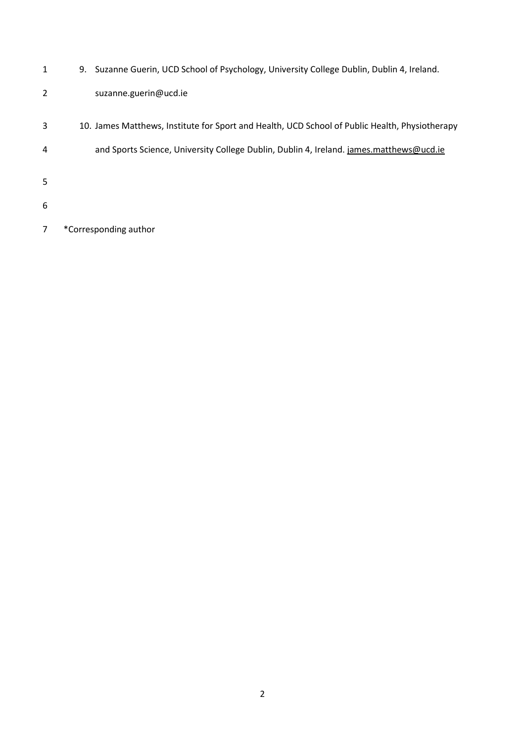9. Suzanne Guerin, UCD School of Psychology, University College Dublin, Dublin 4, Ireland. suzanne.guerin@ucd.ie

10. James Matthews, Institute for Sport and Health, UCD School of Public Health, Physiotherapy and Sports Science, University College Dublin, Dublin 4, Ireland. james.matthews@ucd.ie

*Corresponding author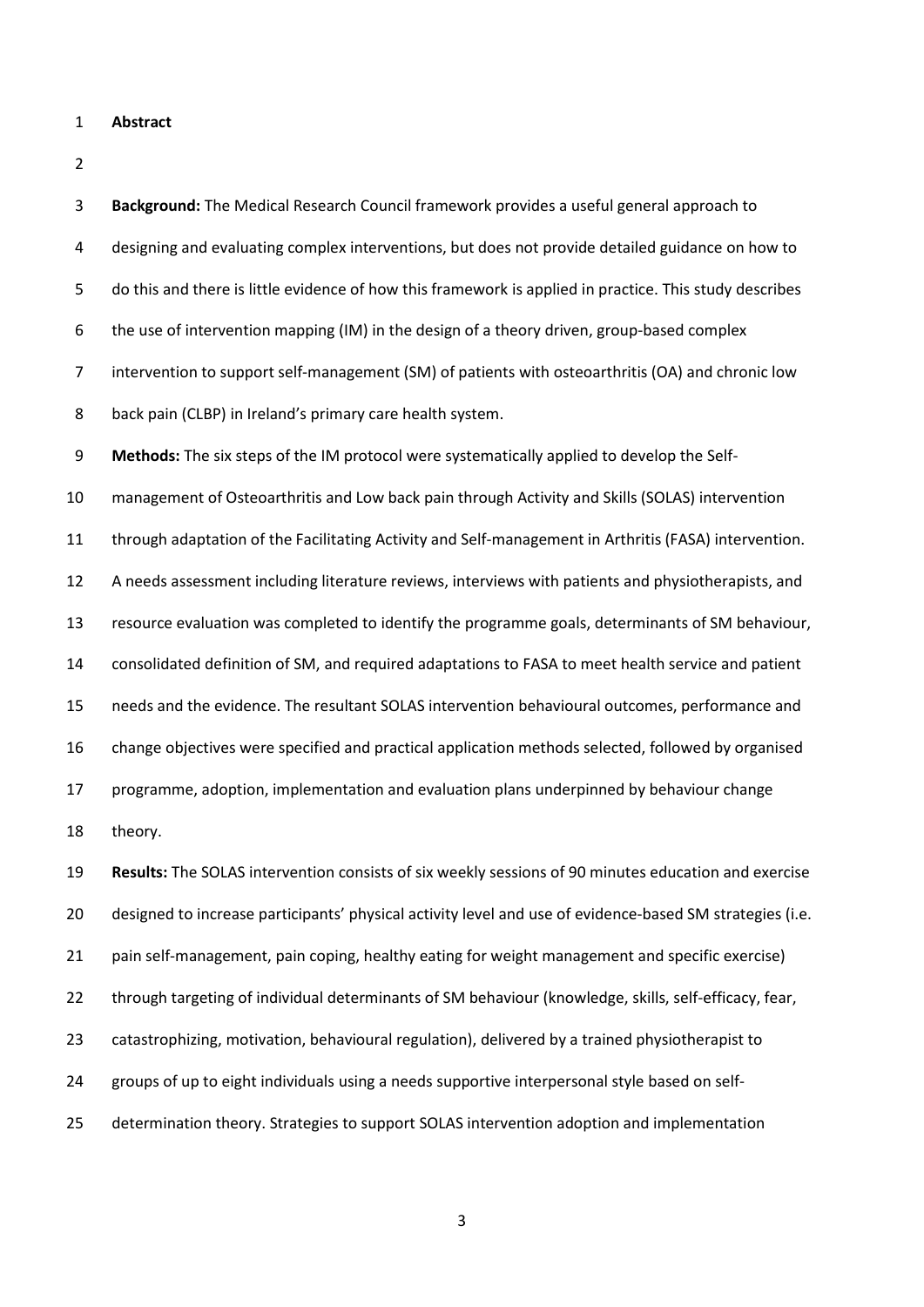## Abstract

**Background:** The Medical Research Council framework provides a useful general approach to designing and evaluating complex interventions, but does not provide detailed guidance on how to do this and there is little evidence of how this framework is applied in practice. This study describes the use of intervention mapping (IM) in the design of a theory driven, group-based complex intervention to support self-management (SM) of patients with osteoarthritis (OA) and chronic low back pain (CLBP) in Ireland's primary care health system.

**Methods:** The six steps of the IM protocol were systematically applied to develop the Self-management of Osteoarthritis and Low back pain through Activity and Skills (SOLAS) intervention through adaptation of the Facilitating Activity and Self-management in Arthritis (FASA) intervention. A needs assessment including literature reviews, interviews with patients and physiotherapists, and resource evaluation was completed to identify the programme goals, determinants of SM behaviour, consolidated definition of SM, and required adaptations to FASA to meet health service and patient needs and the evidence. The resultant SOLAS intervention behavioural outcomes, performance and change objectives were specified and practical application methods selected, followed by organised programme, adoption, implementation and evaluation plans underpinned by behaviour change theory.

**Results:** The SOLAS intervention consists of six weekly sessions of 90 minutes education and exercise designed to increase participants' physical activity level and use of evidence-based SM strategies (i.e. pain self-management, pain coping, healthy eating for weight management and specific exercise) through targeting of individual determinants of SM behaviour (knowledge, skills, self-efficacy, fear, catastrophizing, motivation, behavioural regulation), delivered by a trained physiotherapist to groups of up to eight individuals using a needs supportive interpersonal style based on self-determination theory. Strategies to support SOLAS intervention adoption and implementation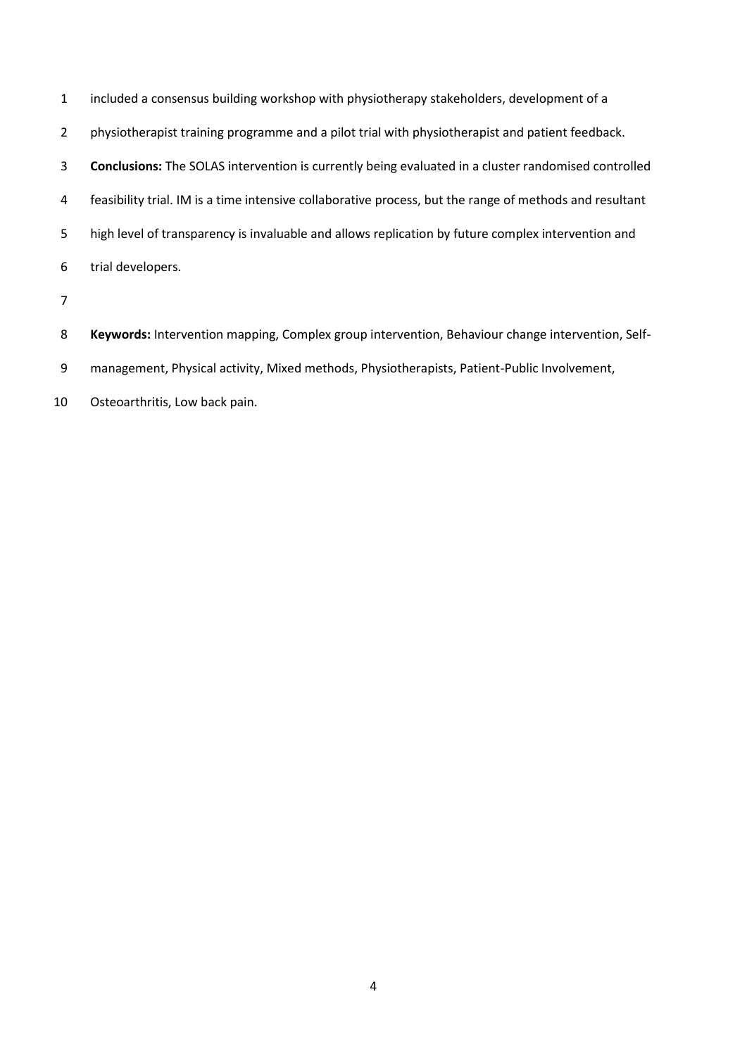included a consensus building workshop with physiotherapy stakeholders, development of a physiotherapist training programme and a pilot trial with physiotherapist and patient feedback.

**Conclusions:** The SOLAS intervention is currently being evaluated in a cluster randomised controlled feasibility trial. IM is a time intensive collaborative process, but the range of methods and resultant high level of transparency is invaluable and allows replication by future complex intervention and trial developers.

**Keywords:** Intervention mapping, Complex group intervention, Behaviour change intervention, Self-management, Physical activity, Mixed methods, Physiotherapists, Patient-Public Involvement, Osteoarthritis, Low back pain.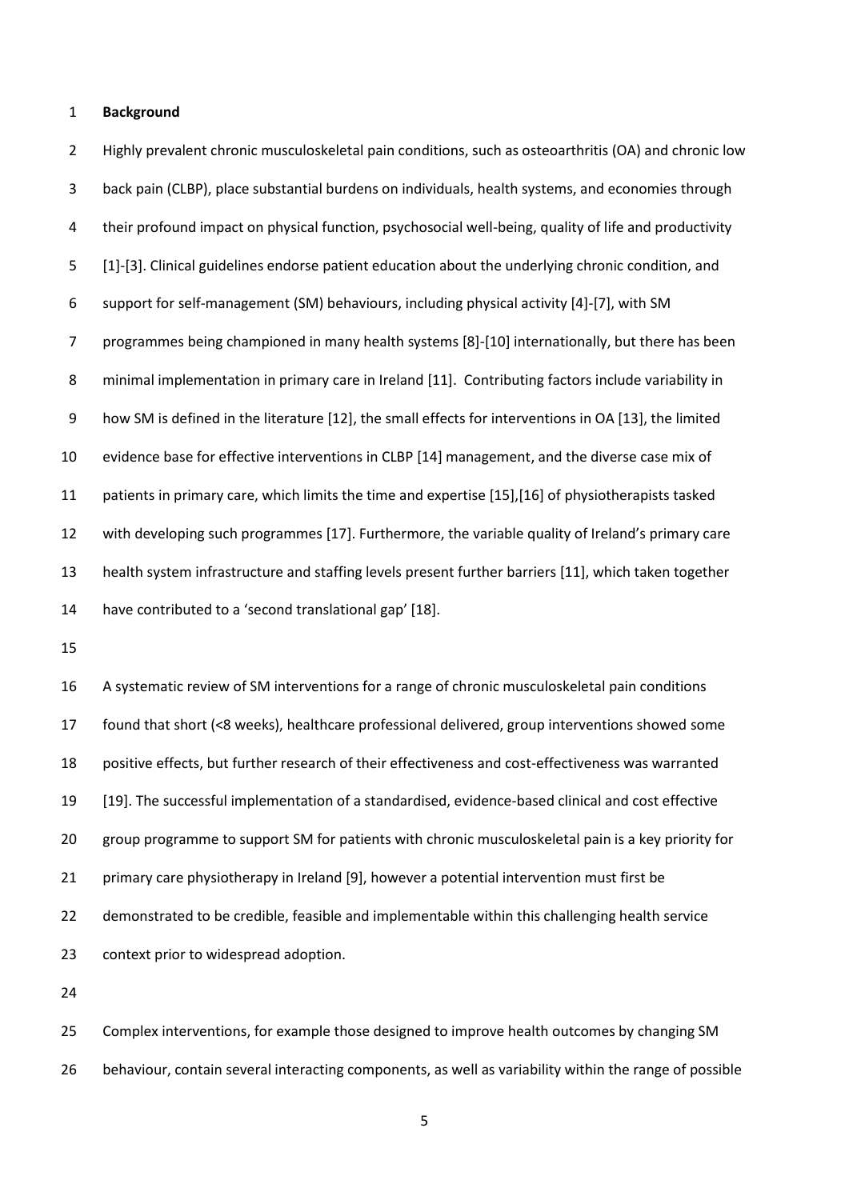## Background

Highly prevalent chronic musculoskeletal pain conditions, such as osteoarthritis (OA) and chronic low back pain (CLBP), place substantial burdens on individuals, health systems, and economies through their profound impact on physical function, psychosocial well-being, quality of life and productivity [1]-[3]. Clinical guidelines endorse patient education about the underlying chronic condition, and support for self-management (SM) behaviours, including physical activity [4]-[7], with SM programmes being championed in many health systems [8]-[10] internationally, but there has been minimal implementation in primary care in Ireland [11]. Contributing factors include variability in how SM is defined in the literature [12], the small effects for interventions in OA [13], the limited evidence base for effective interventions in CLBP [14] management, and the diverse case mix of patients in primary care, which limits the time and expertise [15],[16] of physiotherapists tasked with developing such programmes [17]. Furthermore, the variable quality of Ireland's primary care health system infrastructure and staffing levels present further barriers [11], which taken together have contributed to a 'second translational gap' [18].

A systematic review of SM interventions for a range of chronic musculoskeletal pain conditions found that short (<8 weeks), healthcare professional delivered, group interventions showed some positive effects, but further research of their effectiveness and cost-effectiveness was warranted [19]. The successful implementation of a standardised, evidence-based clinical and cost effective group programme to support SM for patients with chronic musculoskeletal pain is a key priority for primary care physiotherapy in Ireland [9], however a potential intervention must first be demonstrated to be credible, feasible and implementable within this challenging health service context prior to widespread adoption.

Complex interventions, for example those designed to improve health outcomes by changing SM behaviour, contain several interacting components, as well as variability within the range of possible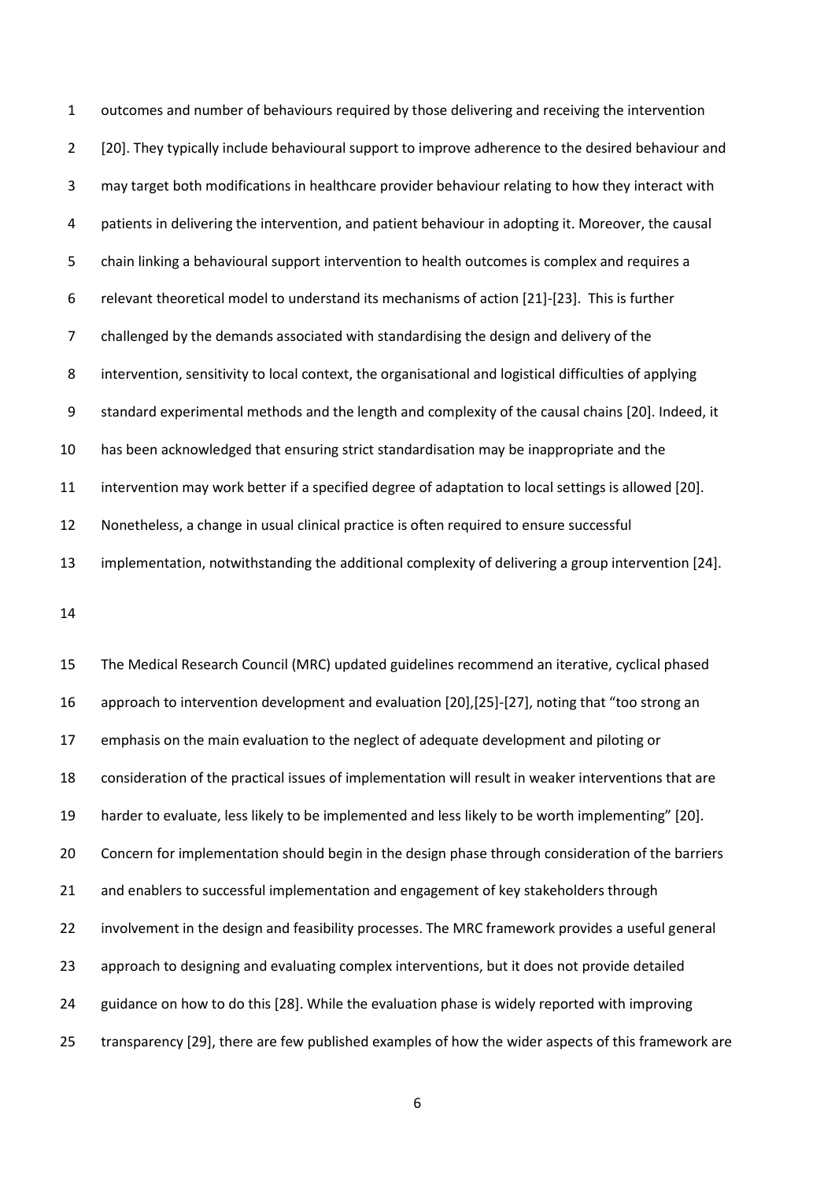outcomes and number of behaviours required by those delivering and receiving the intervention [20]. They typically include behavioural support to improve adherence to the desired behaviour and may target both modifications in healthcare provider behaviour relating to how they interact with patients in delivering the intervention, and patient behaviour in adopting it. Moreover, the causal chain linking a behavioural support intervention to health outcomes is complex and requires a relevant theoretical model to understand its mechanisms of action [21]-[23]. This is further challenged by the demands associated with standardising the design and delivery of the intervention, sensitivity to local context, the organisational and logistical difficulties of applying standard experimental methods and the length and complexity of the causal chains [20]. Indeed, it has been acknowledged that ensuring strict standardisation may be inappropriate and the intervention may work better if a specified degree of adaptation to local settings is allowed [20]. Nonetheless, a change in usual clinical practice is often required to ensure successful implementation, notwithstanding the additional complexity of delivering a group intervention [24].

The Medical Research Council (MRC) updated guidelines recommend an iterative, cyclical phased approach to intervention development and evaluation [20],[25]-[27], noting that "too strong an emphasis on the main evaluation to the neglect of adequate development and piloting or consideration of the practical issues of implementation will result in weaker interventions that are harder to evaluate, less likely to be implemented and less likely to be worth implementing" [20]. Concern for implementation should begin in the design phase through consideration of the barriers and enablers to successful implementation and engagement of key stakeholders through involvement in the design and feasibility processes. The MRC framework provides a useful general approach to designing and evaluating complex interventions, but it does not provide detailed guidance on how to do this [28]. While the evaluation phase is widely reported with improving transparency [29], there are few published examples of how the wider aspects of this framework are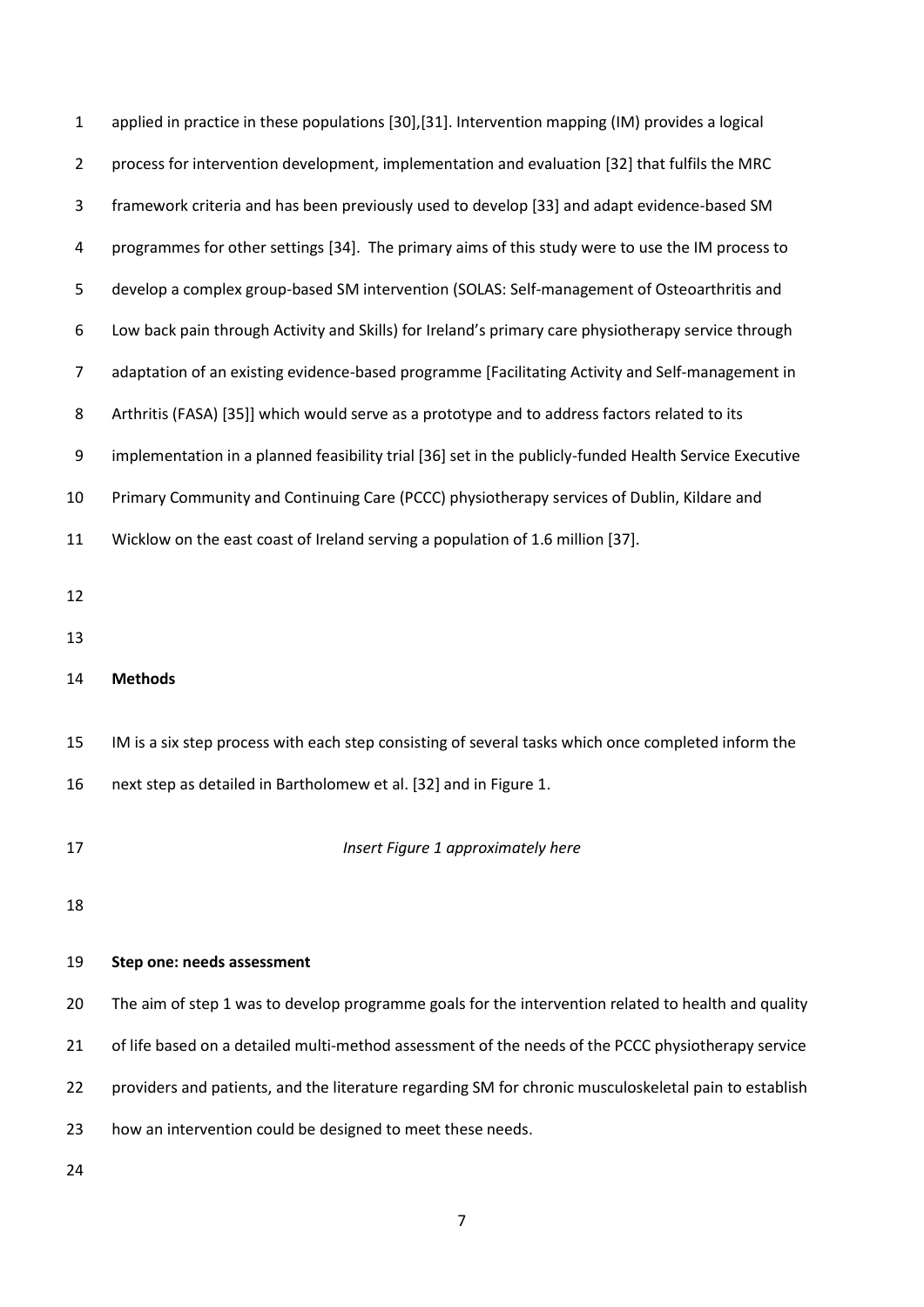applied in practice in these populations [30],[31]. Intervention mapping (IM) provides a logical process for intervention development, implementation and evaluation [32] that fulfils the MRC framework criteria and has been previously used to develop [33] and adapt evidence-based SM programmes for other settings [34]. The primary aims of this study were to use the IM process to develop a complex group-based SM intervention (SOLAS: Self-management of Osteoarthritis and Low back pain through Activity and Skills) for Ireland's primary care physiotherapy service through adaptation of an existing evidence-based programme [Facilitating Activity and Self-management in Arthritis (FASA) [35]] which would serve as a prototype and to address factors related to its implementation in a planned feasibility trial [36] set in the publicly-funded Health Service Executive Primary Community and Continuing Care (PCCC) physiotherapy services of Dublin, Kildare and Wicklow on the east coast of Ireland serving a population of 1.6 million [37].

## Methods

IM is a six step process with each step consisting of several tasks which once completed inform the next step as detailed in Bartholomew et al. [32] and in Figure 1.

*Insert Figure 1 approximately here*

### Step one: needs assessment

The aim of step 1 was to develop programme goals for the intervention related to health and quality of life based on a detailed multi-method assessment of the needs of the PCCC physiotherapy service providers and patients, and the literature regarding SM for chronic musculoskeletal pain to establish how an intervention could be designed to meet these needs.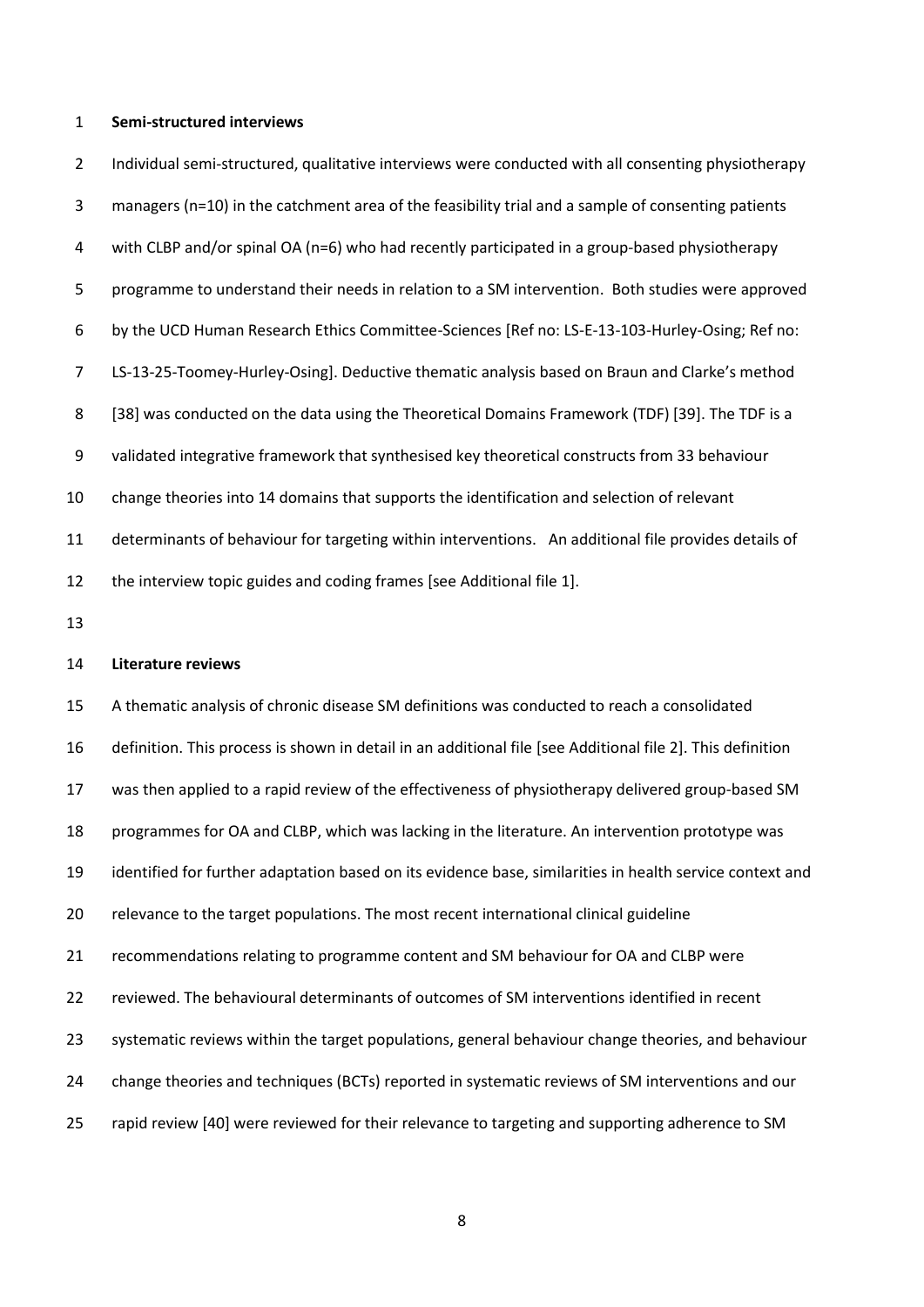**Semi-structured interviews**

Individual semi-structured, qualitative interviews were conducted with all consenting physiotherapy managers (n=10) in the catchment area of the feasibility trial and a sample of consenting patients with CLBP and/or spinal OA (n=6) who had recently participated in a group-based physiotherapy programme to understand their needs in relation to a SM intervention. Both studies were approved by the UCD Human Research Ethics Committee-Sciences [Ref no: LS-E-13-103-Hurley-Osing; Ref no: LS-13-25-Toomey-Hurley-Osing]. Deductive thematic analysis based on Braun and Clarke's method [38] was conducted on the data using the Theoretical Domains Framework (TDF) [39]. The TDF is a validated integrative framework that synthesised key theoretical constructs from 33 behaviour change theories into 14 domains that supports the identification and selection of relevant determinants of behaviour for targeting within interventions. An additional file provides details of the interview topic guides and coding frames [see Additional file 1].

**Literature reviews**

A thematic analysis of chronic disease SM definitions was conducted to reach a consolidated definition. This process is shown in detail in an additional file [see Additional file 2]. This definition was then applied to a rapid review of the effectiveness of physiotherapy delivered group-based SM programmes for OA and CLBP, which was lacking in the literature. An intervention prototype was identified for further adaptation based on its evidence base, similarities in health service context and relevance to the target populations. The most recent international clinical guideline recommendations relating to programme content and SM behaviour for OA and CLBP were reviewed. The behavioural determinants of outcomes of SM interventions identified in recent systematic reviews within the target populations, general behaviour change theories, and behaviour change theories and techniques (BCTs) reported in systematic reviews of SM interventions and our rapid review [40] were reviewed for their relevance to targeting and supporting adherence to SM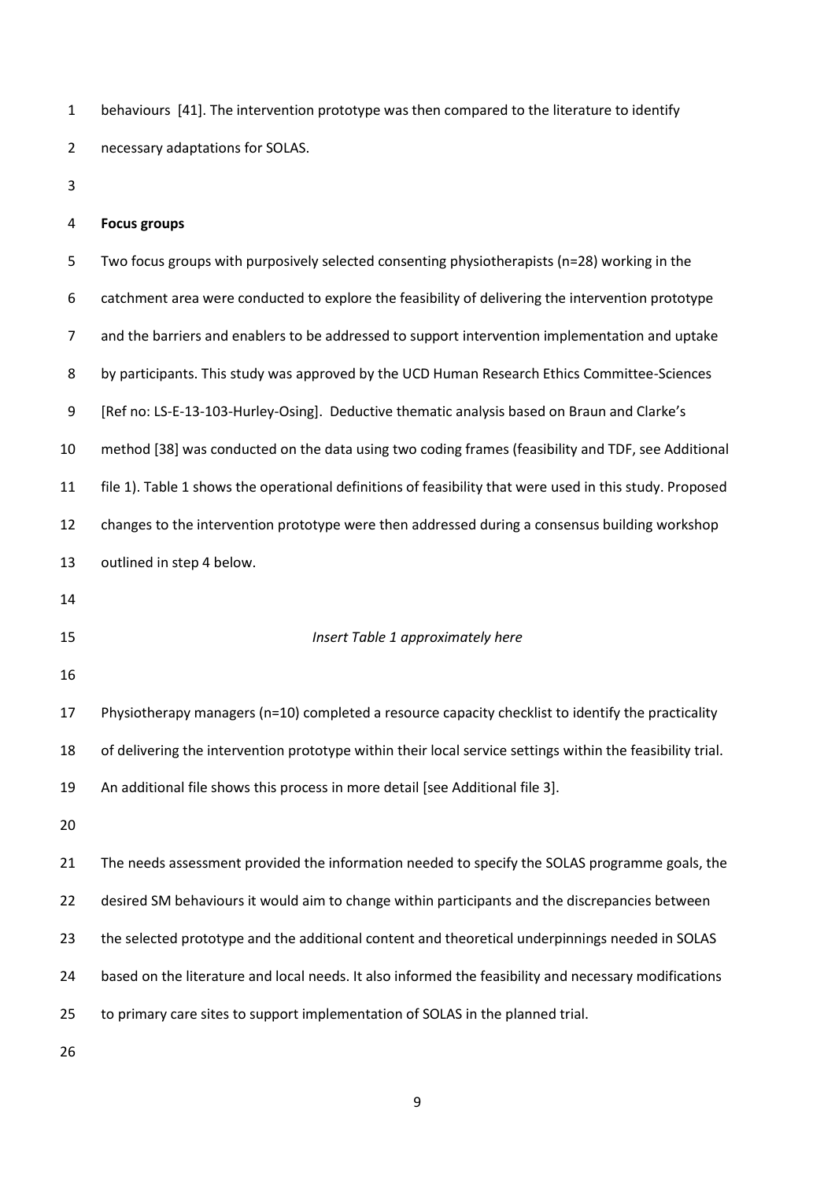behaviours [41]. The intervention prototype was then compared to the literature to identify necessary adaptations for SOLAS.

**Focus groups**

Two focus groups with purposively selected consenting physiotherapists (n=28) working in the catchment area were conducted to explore the feasibility of delivering the intervention prototype and the barriers and enablers to be addressed to support intervention implementation and uptake by participants. This study was approved by the UCD Human Research Ethics Committee-Sciences [Ref no: LS-E-13-103-Hurley-Osing]. Deductive thematic analysis based on Braun and Clarke's method [38] was conducted on the data using two coding frames (feasibility and TDF, see Additional file 1). Table 1 shows the operational definitions of feasibility that were used in this study. Proposed changes to the intervention prototype were then addressed during a consensus building workshop outlined in step 4 below.

*Insert Table 1 approximately here*

Physiotherapy managers (n=10) completed a resource capacity checklist to identify the practicality of delivering the intervention prototype within their local service settings within the feasibility trial. An additional file shows this process in more detail [see Additional file 3].

The needs assessment provided the information needed to specify the SOLAS programme goals, the desired SM behaviours it would aim to change within participants and the discrepancies between the selected prototype and the additional content and theoretical underpinnings needed in SOLAS based on the literature and local needs. It also informed the feasibility and necessary modifications to primary care sites to support implementation of SOLAS in the planned trial.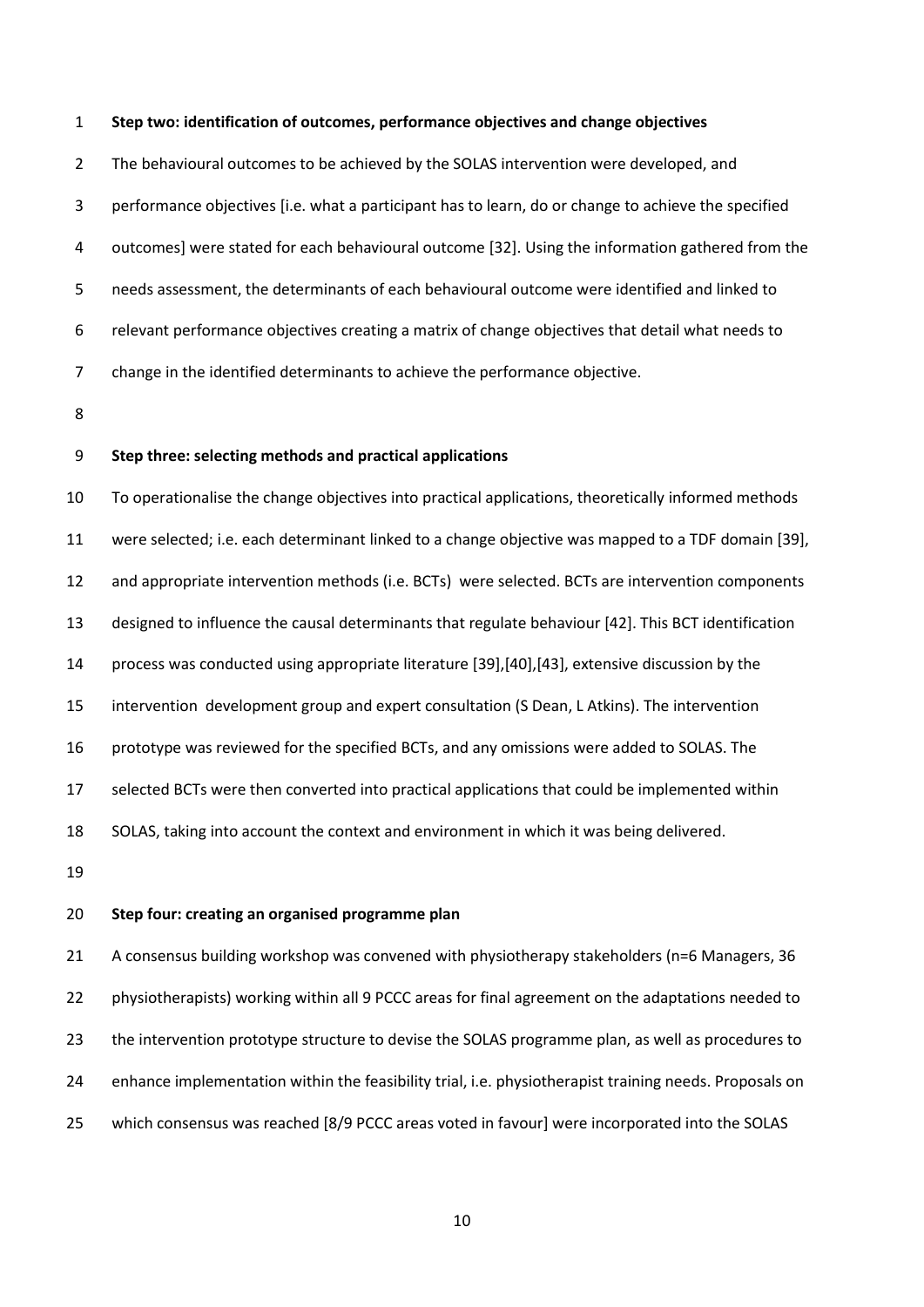**Step two: identification of outcomes, performance objectives and change objectives**

The behavioural outcomes to be achieved by the SOLAS intervention were developed, and performance objectives [i.e. what a participant has to learn, do or change to achieve the specified outcomes] were stated for each behavioural outcome [32]. Using the information gathered from the needs assessment, the determinants of each behavioural outcome were identified and linked to relevant performance objectives creating a matrix of change objectives that detail what needs to change in the identified determinants to achieve the performance objective.

**Step three: selecting methods and practical applications**

To operationalise the change objectives into practical applications, theoretically informed methods were selected; i.e. each determinant linked to a change objective was mapped to a TDF domain [39], and appropriate intervention methods (i.e. BCTs) were selected. BCTs are intervention components designed to influence the causal determinants that regulate behaviour [42]. This BCT identification process was conducted using appropriate literature [39],[40],[43], extensive discussion by the intervention development group and expert consultation (S Dean, L Atkins). The intervention prototype was reviewed for the specified BCTs, and any omissions were added to SOLAS. The selected BCTs were then converted into practical applications that could be implemented within SOLAS, taking into account the context and environment in which it was being delivered.

**Step four: creating an organised programme plan**

A consensus building workshop was convened with physiotherapy stakeholders (n=6 Managers, 36 physiotherapists) working within all 9 PCCC areas for final agreement on the adaptations needed to the intervention prototype structure to devise the SOLAS programme plan, as well as procedures to enhance implementation within the feasibility trial, i.e. physiotherapist training needs. Proposals on which consensus was reached [8/9 PCCC areas voted in favour] were incorporated into the SOLAS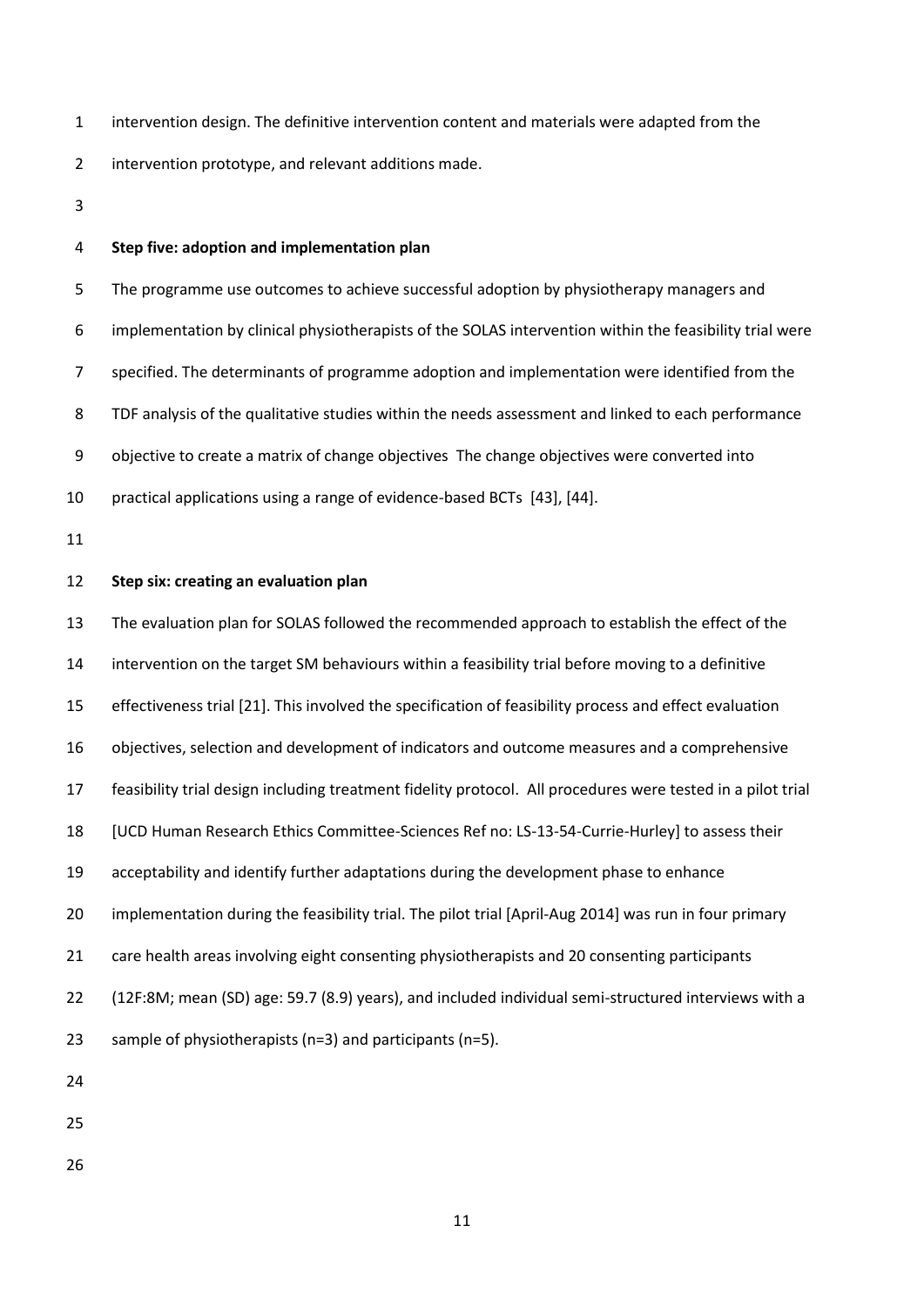intervention design. The definitive intervention content and materials were adapted from the intervention prototype, and relevant additions made.

**Step five: adoption and implementation plan**

The programme use outcomes to achieve successful adoption by physiotherapy managers and implementation by clinical physiotherapists of the SOLAS intervention within the feasibility trial were specified. The determinants of programme adoption and implementation were identified from the TDF analysis of the qualitative studies within the needs assessment and linked to each performance objective to create a matrix of change objectives The change objectives were converted into practical applications using a range of evidence-based BCTs [43], [44].

**Step six: creating an evaluation plan**

The evaluation plan for SOLAS followed the recommended approach to establish the effect of the intervention on the target SM behaviours within a feasibility trial before moving to a definitive effectiveness trial [21]. This involved the specification of feasibility process and effect evaluation objectives, selection and development of indicators and outcome measures and a comprehensive feasibility trial design including treatment fidelity protocol. All procedures were tested in a pilot trial [UCD Human Research Ethics Committee-Sciences Ref no: LS-13-54-Currie-Hurley] to assess their acceptability and identify further adaptations during the development phase to enhance implementation during the feasibility trial. The pilot trial [April-Aug 2014] was run in four primary care health areas involving eight consenting physiotherapists and 20 consenting participants (12F:8M; mean (SD) age: 59.7 (8.9) years), and included individual semi-structured interviews with a sample of physiotherapists (n=3) and participants (n=5).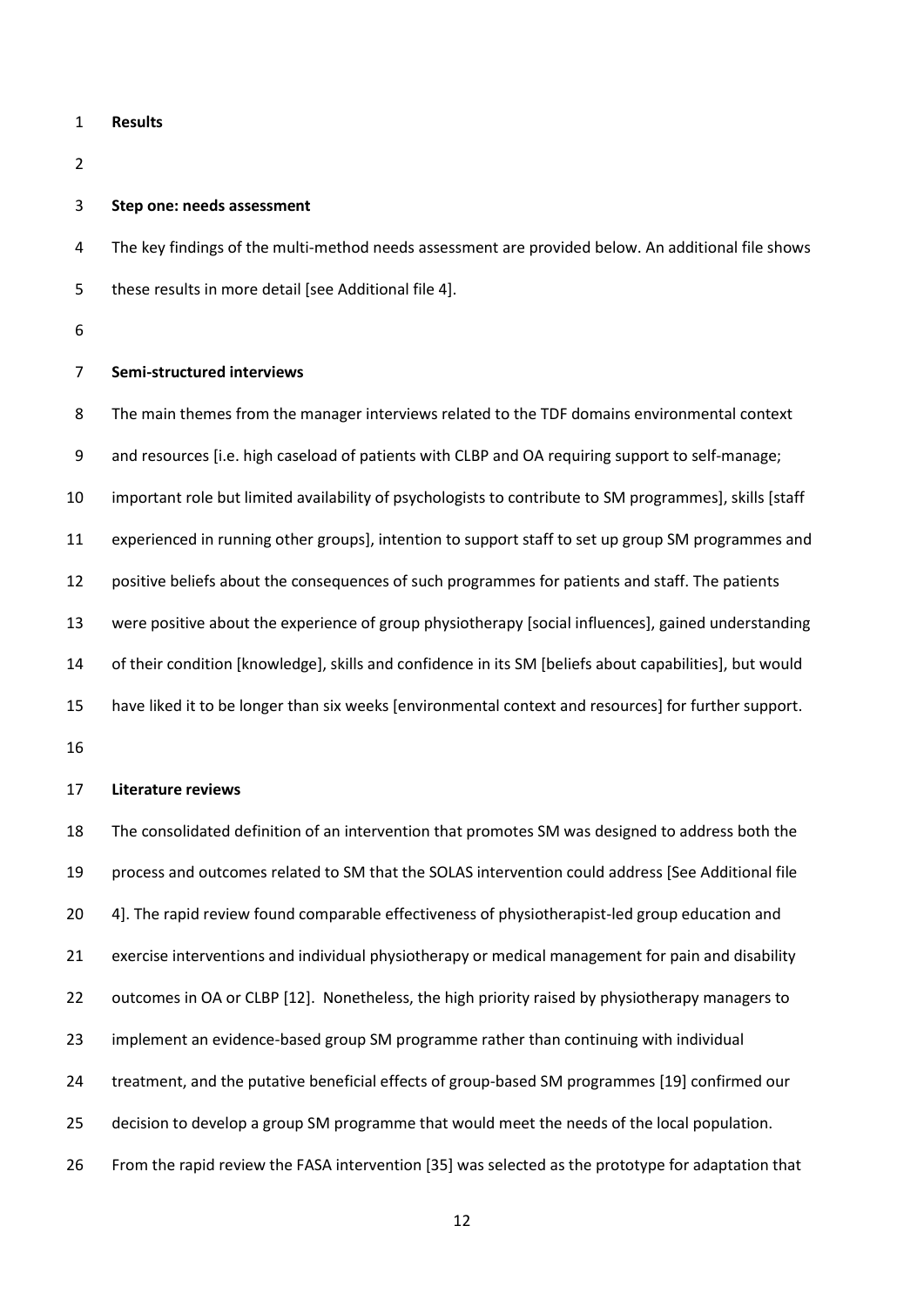## Results

### Step one: needs assessment

The key findings of the multi-method needs assessment are provided below. An additional file shows these results in more detail [see Additional file 4].

### Semi-structured interviews

The main themes from the manager interviews related to the TDF domains environmental context and resources [i.e. high caseload of patients with CLBP and OA requiring support to self-manage; important role but limited availability of psychologists to contribute to SM programmes], skills [staff experienced in running other groups], intention to support staff to set up group SM programmes and positive beliefs about the consequences of such programmes for patients and staff. The patients were positive about the experience of group physiotherapy [social influences], gained understanding of their condition [knowledge], skills and confidence in its SM [beliefs about capabilities], but would have liked it to be longer than six weeks [environmental context and resources] for further support.

### Literature reviews

The consolidated definition of an intervention that promotes SM was designed to address both the process and outcomes related to SM that the SOLAS intervention could address [See Additional file 4]. The rapid review found comparable effectiveness of physiotherapist-led group education and exercise interventions and individual physiotherapy or medical management for pain and disability outcomes in OA or CLBP [12]. Nonetheless, the high priority raised by physiotherapy managers to implement an evidence-based group SM programme rather than continuing with individual treatment, and the putative beneficial effects of group-based SM programmes [19] confirmed our decision to develop a group SM programme that would meet the needs of the local population. From the rapid review the FASA intervention [35] was selected as the prototype for adaptation that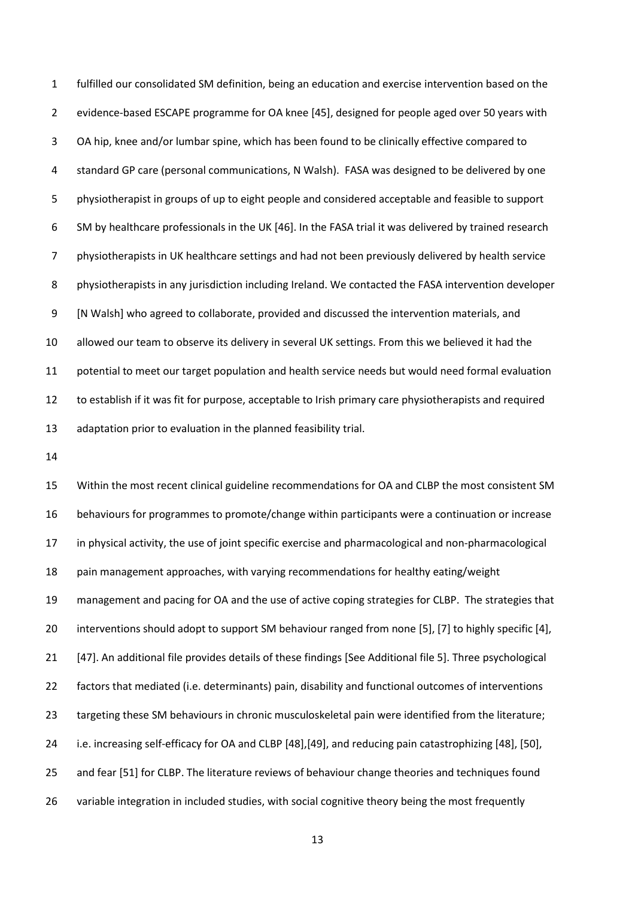fulfilled our consolidated SM definition, being an education and exercise intervention based on the evidence-based ESCAPE programme for OA knee [45], designed for people aged over 50 years with OA hip, knee and/or lumbar spine, which has been found to be clinically effective compared to standard GP care (personal communications, N Walsh). FASA was designed to be delivered by one physiotherapist in groups of up to eight people and considered acceptable and feasible to support SM by healthcare professionals in the UK [46]. In the FASA trial it was delivered by trained research physiotherapists in UK healthcare settings and had not been previously delivered by health service physiotherapists in any jurisdiction including Ireland. We contacted the FASA intervention developer [N Walsh] who agreed to collaborate, provided and discussed the intervention materials, and allowed our team to observe its delivery in several UK settings. From this we believed it had the potential to meet our target population and health service needs but would need formal evaluation to establish if it was fit for purpose, acceptable to Irish primary care physiotherapists and required adaptation prior to evaluation in the planned feasibility trial.

Within the most recent clinical guideline recommendations for OA and CLBP the most consistent SM behaviours for programmes to promote/change within participants were a continuation or increase in physical activity, the use of joint specific exercise and pharmacological and non-pharmacological pain management approaches, with varying recommendations for healthy eating/weight management and pacing for OA and the use of active coping strategies for CLBP. The strategies that interventions should adopt to support SM behaviour ranged from none [5], [7] to highly specific [4], [47]. An additional file provides details of these findings [See Additional file 5]. Three psychological factors that mediated (i.e. determinants) pain, disability and functional outcomes of interventions targeting these SM behaviours in chronic musculoskeletal pain were identified from the literature; i.e. increasing self-efficacy for OA and CLBP [48],[49], and reducing pain catastrophizing [48], [50], and fear [51] for CLBP. The literature reviews of behaviour change theories and techniques found variable integration in included studies, with social cognitive theory being the most frequently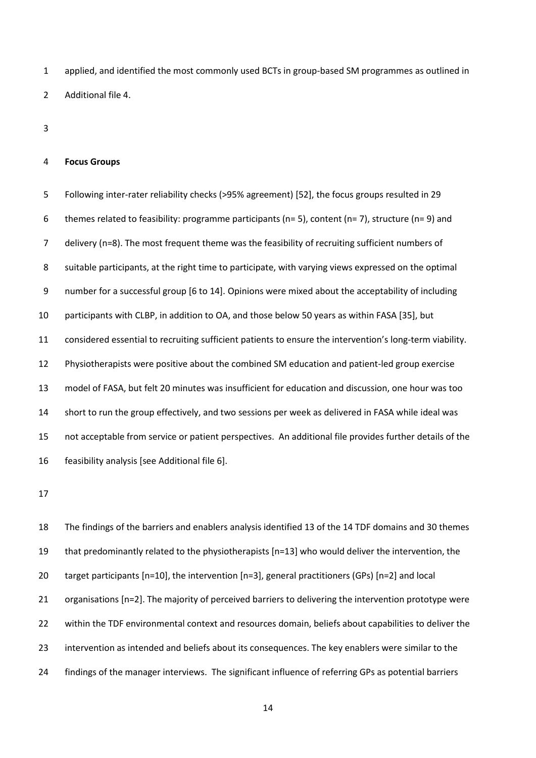applied, and identified the most commonly used BCTs in group-based SM programmes as outlined in Additional file 4.

**Focus Groups**

Following inter-rater reliability checks (>95% agreement) [52], the focus groups resulted in 29 themes related to feasibility: programme participants (n= 5), content (n= 7), structure (n= 9) and delivery (n=8). The most frequent theme was the feasibility of recruiting sufficient numbers of suitable participants, at the right time to participate, with varying views expressed on the optimal number for a successful group [6 to 14]. Opinions were mixed about the acceptability of including participants with CLBP, in addition to OA, and those below 50 years as within FASA [35], but considered essential to recruiting sufficient patients to ensure the intervention's long-term viability. Physiotherapists were positive about the combined SM education and patient-led group exercise model of FASA, but felt 20 minutes was insufficient for education and discussion, one hour was too short to run the group effectively, and two sessions per week as delivered in FASA while ideal was not acceptable from service or patient perspectives. An additional file provides further details of the feasibility analysis [see Additional file 6].

The findings of the barriers and enablers analysis identified 13 of the 14 TDF domains and 30 themes that predominantly related to the physiotherapists [n=13] who would deliver the intervention, the target participants [n=10], the intervention [n=3], general practitioners (GPs) [n=2] and local organisations [n=2]. The majority of perceived barriers to delivering the intervention prototype were within the TDF environmental context and resources domain, beliefs about capabilities to deliver the intervention as intended and beliefs about its consequences. The key enablers were similar to the findings of the manager interviews. The significant influence of referring GPs as potential barriers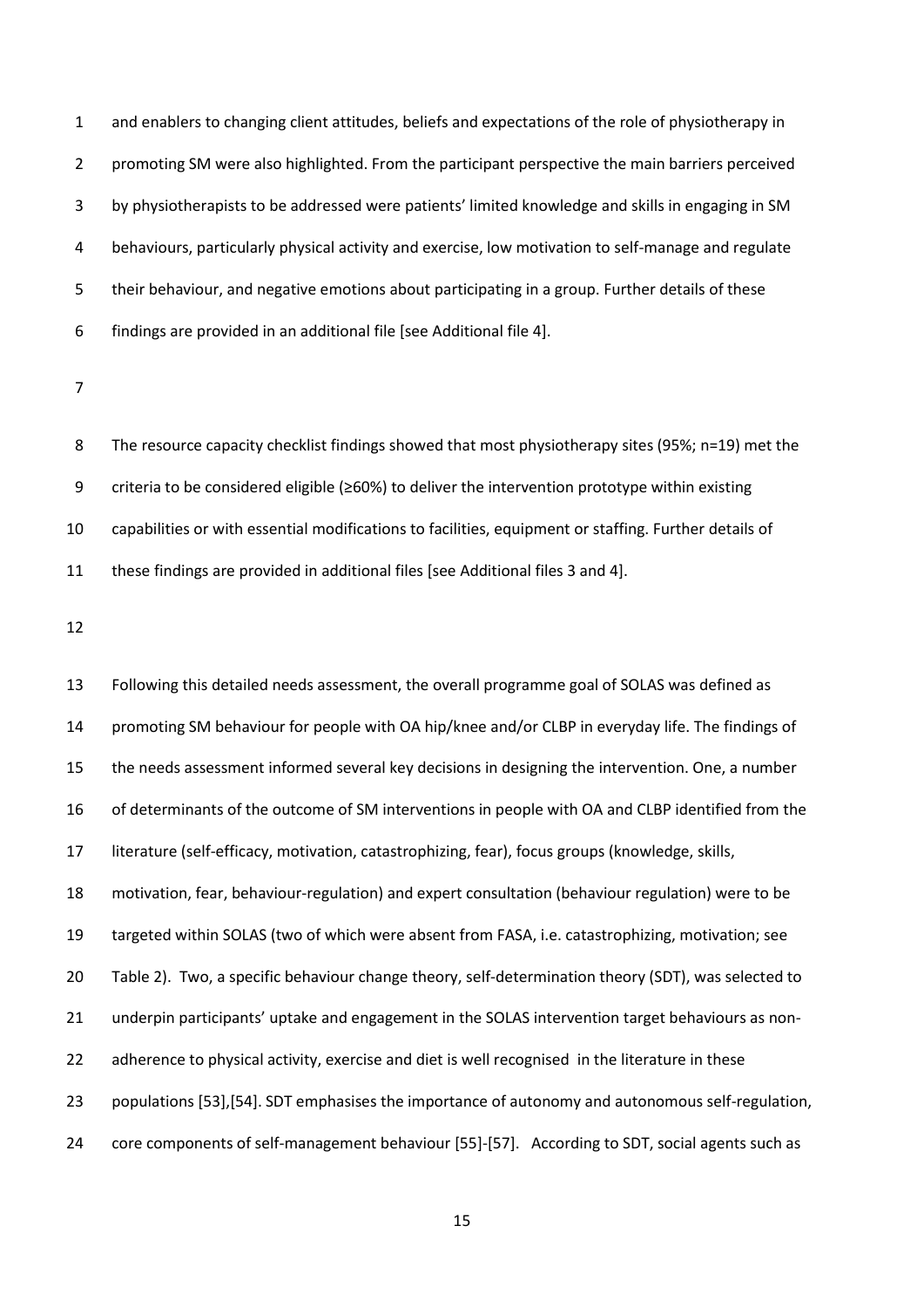and enablers to changing client attitudes, beliefs and expectations of the role of physiotherapy in promoting SM were also highlighted. From the participant perspective the main barriers perceived by physiotherapists to be addressed were patients' limited knowledge and skills in engaging in SM behaviours, particularly physical activity and exercise, low motivation to self-manage and regulate their behaviour, and negative emotions about participating in a group. Further details of these findings are provided in an additional file [see Additional file 4].

The resource capacity checklist findings showed that most physiotherapy sites (95%; n=19) met the criteria to be considered eligible (≥60%) to deliver the intervention prototype within existing capabilities or with essential modifications to facilities, equipment or staffing. Further details of these findings are provided in additional files [see Additional files 3 and 4].

Following this detailed needs assessment, the overall programme goal of SOLAS was defined as promoting SM behaviour for people with OA hip/knee and/or CLBP in everyday life. The findings of the needs assessment informed several key decisions in designing the intervention. One, a number of determinants of the outcome of SM interventions in people with OA and CLBP identified from the literature (self-efficacy, motivation, catastrophizing, fear), focus groups (knowledge, skills, motivation, fear, behaviour-regulation) and expert consultation (behaviour regulation) were to be targeted within SOLAS (two of which were absent from FASA, i.e. catastrophizing, motivation; see Table 2). Two, a specific behaviour change theory, self-determination theory (SDT), was selected to underpin participants' uptake and engagement in the SOLAS intervention target behaviours as non-adherence to physical activity, exercise and diet is well recognised in the literature in these populations [53],[54]. SDT emphasises the importance of autonomy and autonomous self-regulation, core components of self-management behaviour [55]-[57]. According to SDT, social agents such as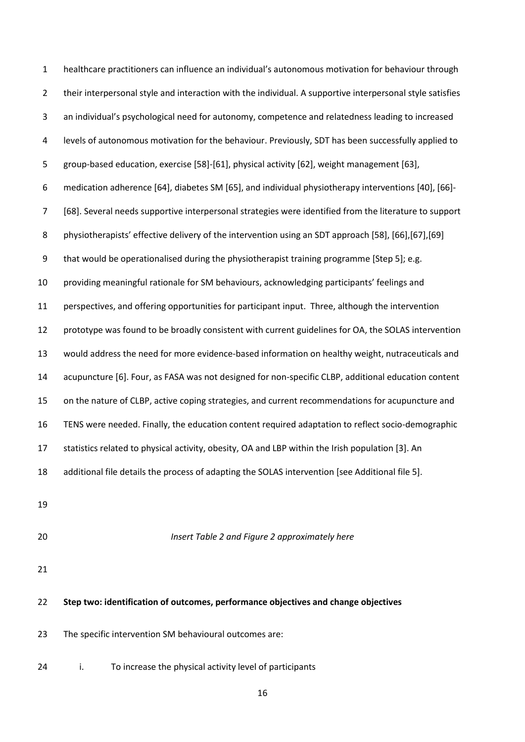healthcare practitioners can influence an individual's autonomous motivation for behaviour through their interpersonal style and interaction with the individual. A supportive interpersonal style satisfies an individual's psychological need for autonomy, competence and relatedness leading to increased levels of autonomous motivation for the behaviour. Previously, SDT has been successfully applied to group-based education, exercise [58]-[61], physical activity [62], weight management [63], medication adherence [64], diabetes SM [65], and individual physiotherapy interventions [40], [66]-[68]. Several needs supportive interpersonal strategies were identified from the literature to support physiotherapists' effective delivery of the intervention using an SDT approach [58], [66],[67],[69] that would be operationalised during the physiotherapist training programme [Step 5]; e.g. providing meaningful rationale for SM behaviours, acknowledging participants' feelings and perspectives, and offering opportunities for participant input. Three, although the intervention prototype was found to be broadly consistent with current guidelines for OA, the SOLAS intervention would address the need for more evidence-based information on healthy weight, nutraceuticals and acupuncture [6]. Four, as FASA was not designed for non-specific CLBP, additional education content on the nature of CLBP, active coping strategies, and current recommendations for acupuncture and TENS were needed. Finally, the education content required adaptation to reflect socio-demographic statistics related to physical activity, obesity, OA and LBP within the Irish population [3]. An additional file details the process of adapting the SOLAS intervention [see Additional file 5].

*Insert Table 2 and Figure 2 approximately here*

**Step two: identification of outcomes, performance objectives and change objectives**

The specific intervention SM behavioural outcomes are:

i. To increase the physical activity level of participants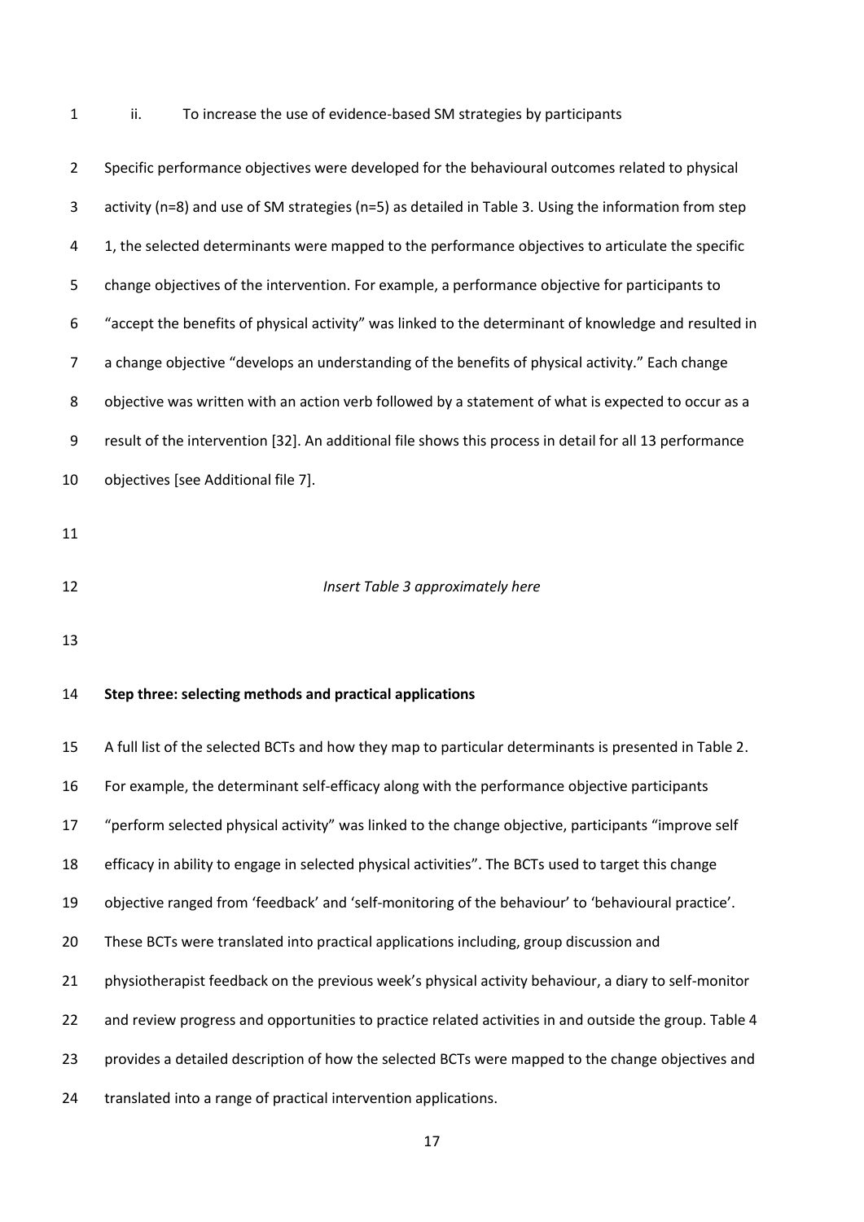ii. To increase the use of evidence-based SM strategies by participants

Specific performance objectives were developed for the behavioural outcomes related to physical activity (n=8) and use of SM strategies (n=5) as detailed in Table 3. Using the information from step 1, the selected determinants were mapped to the performance objectives to articulate the specific change objectives of the intervention. For example, a performance objective for participants to "accept the benefits of physical activity" was linked to the determinant of knowledge and resulted in a change objective "develops an understanding of the benefits of physical activity." Each change objective was written with an action verb followed by a statement of what is expected to occur as a result of the intervention [32]. An additional file shows this process in detail for all 13 performance objectives [see Additional file 7].

*Insert Table 3 approximately here*

**Step three: selecting methods and practical applications**

A full list of the selected BCTs and how they map to particular determinants is presented in Table 2. For example, the determinant self-efficacy along with the performance objective participants "perform selected physical activity" was linked to the change objective, participants "improve self efficacy in ability to engage in selected physical activities". The BCTs used to target this change objective ranged from 'feedback' and 'self-monitoring of the behaviour' to 'behavioural practice'. These BCTs were translated into practical applications including, group discussion and physiotherapist feedback on the previous week's physical activity behaviour, a diary to self-monitor and review progress and opportunities to practice related activities in and outside the group. Table 4 provides a detailed description of how the selected BCTs were mapped to the change objectives and translated into a range of practical intervention applications.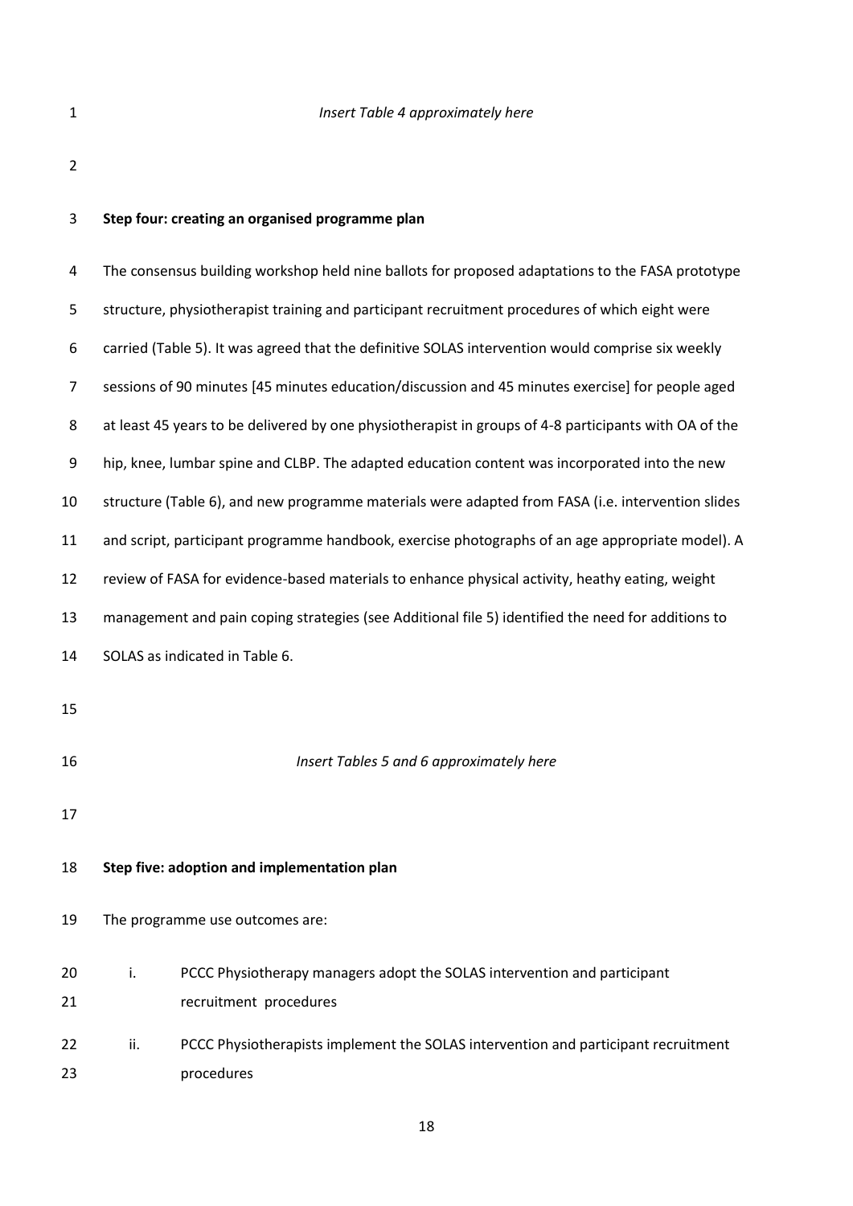*Insert Table 4 approximately here*

**Step four: creating an organised programme plan**

The consensus building workshop held nine ballots for proposed adaptations to the FASA prototype structure, physiotherapist training and participant recruitment procedures of which eight were carried (Table 5). It was agreed that the definitive SOLAS intervention would comprise six weekly sessions of 90 minutes [45 minutes education/discussion and 45 minutes exercise] for people aged at least 45 years to be delivered by one physiotherapist in groups of 4-8 participants with OA of the hip, knee, lumbar spine and CLBP. The adapted education content was incorporated into the new structure (Table 6), and new programme materials were adapted from FASA (i.e. intervention slides and script, participant programme handbook, exercise photographs of an age appropriate model). A review of FASA for evidence-based materials to enhance physical activity, heathy eating, weight management and pain coping strategies (see Additional file 5) identified the need for additions to SOLAS as indicated in Table 6.

*Insert Tables 5 and 6 approximately here*

**Step five: adoption and implementation plan**

The programme use outcomes are:

i. PCCC Physiotherapy managers adopt the SOLAS intervention and participant recruitment procedures

ii. PCCC Physiotherapists implement the SOLAS intervention and participant recruitment procedures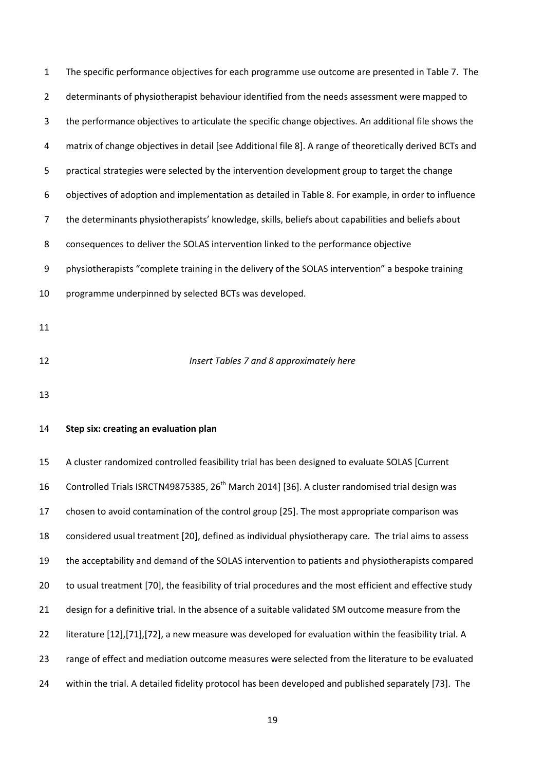The specific performance objectives for each programme use outcome are presented in Table 7. The determinants of physiotherapist behaviour identified from the needs assessment were mapped to the performance objectives to articulate the specific change objectives. An additional file shows the matrix of change objectives in detail [see Additional file 8]. A range of theoretically derived BCTs and practical strategies were selected by the intervention development group to target the change objectives of adoption and implementation as detailed in Table 8. For example, in order to influence the determinants physiotherapists' knowledge, skills, beliefs about capabilities and beliefs about consequences to deliver the SOLAS intervention linked to the performance objective physiotherapists "complete training in the delivery of the SOLAS intervention" a bespoke training programme underpinned by selected BCTs was developed.

*Insert Tables 7 and 8 approximately here*

**Step six: creating an evaluation plan**

A cluster randomized controlled feasibility trial has been designed to evaluate SOLAS [Current Controlled Trials ISRCTN49875385, 26th March 2014] [36]. A cluster randomised trial design was chosen to avoid contamination of the control group [25]. The most appropriate comparison was considered usual treatment [20], defined as individual physiotherapy care. The trial aims to assess the acceptability and demand of the SOLAS intervention to patients and physiotherapists compared to usual treatment [70], the feasibility of trial procedures and the most efficient and effective study design for a definitive trial. In the absence of a suitable validated SM outcome measure from the literature [12],[71],[72], a new measure was developed for evaluation within the feasibility trial. A range of effect and mediation outcome measures were selected from the literature to be evaluated within the trial. A detailed fidelity protocol has been developed and published separately [73]. The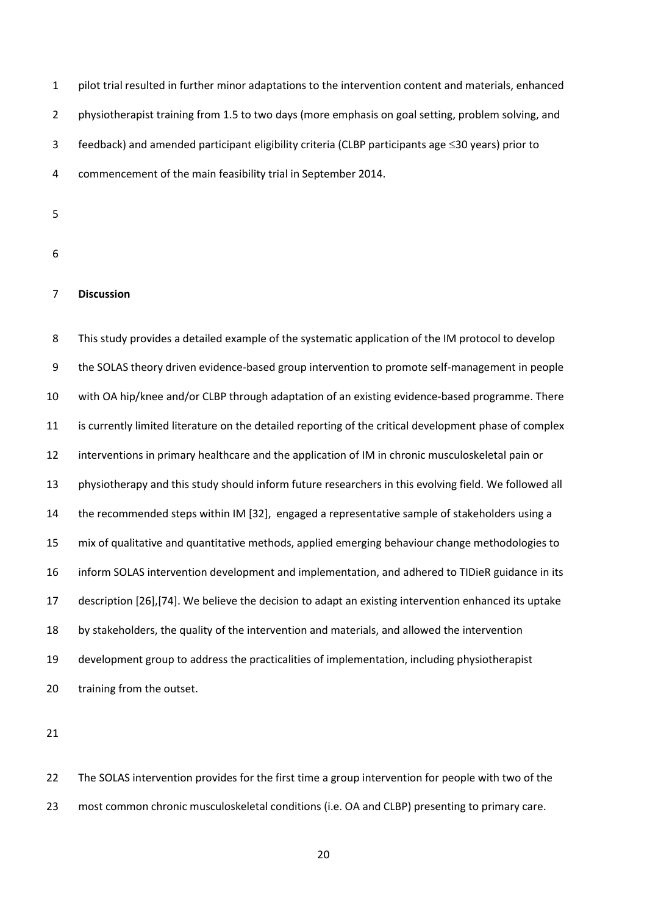pilot trial resulted in further minor adaptations to the intervention content and materials, enhanced physiotherapist training from 1.5 to two days (more emphasis on goal setting, problem solving, and feedback) and amended participant eligibility criteria (CLBP participants age ≤30 years) prior to commencement of the main feasibility trial in September 2014.

**Discussion**

This study provides a detailed example of the systematic application of the IM protocol to develop the SOLAS theory driven evidence-based group intervention to promote self-management in people with OA hip/knee and/or CLBP through adaptation of an existing evidence-based programme. There is currently limited literature on the detailed reporting of the critical development phase of complex interventions in primary healthcare and the application of IM in chronic musculoskeletal pain or physiotherapy and this study should inform future researchers in this evolving field. We followed all the recommended steps within IM [32], engaged a representative sample of stakeholders using a mix of qualitative and quantitative methods, applied emerging behaviour change methodologies to inform SOLAS intervention development and implementation, and adhered to TIDieR guidance in its description [26],[74]. We believe the decision to adapt an existing intervention enhanced its uptake by stakeholders, the quality of the intervention and materials, and allowed the intervention development group to address the practicalities of implementation, including physiotherapist training from the outset.

The SOLAS intervention provides for the first time a group intervention for people with two of the most common chronic musculoskeletal conditions (i.e. OA and CLBP) presenting to primary care.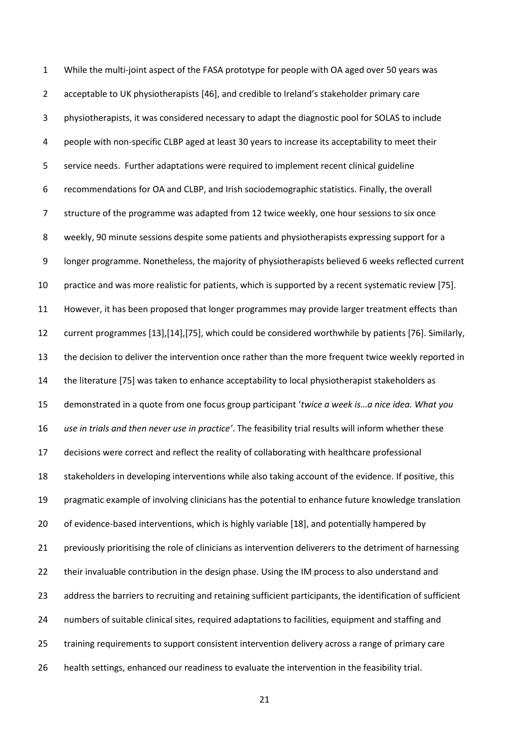While the multi-joint aspect of the FASA prototype for people with OA aged over 50 years was acceptable to UK physiotherapists [46], and credible to Ireland's stakeholder primary care physiotherapists, it was considered necessary to adapt the diagnostic pool for SOLAS to include people with non-specific CLBP aged at least 30 years to increase its acceptability to meet their service needs. Further adaptations were required to implement recent clinical guideline recommendations for OA and CLBP, and Irish sociodemographic statistics. Finally, the overall structure of the programme was adapted from 12 twice weekly, one hour sessions to six once weekly, 90 minute sessions despite some patients and physiotherapists expressing support for a longer programme. Nonetheless, the majority of physiotherapists believed 6 weeks reflected current practice and was more realistic for patients, which is supported by a recent systematic review [75]. However, it has been proposed that longer programmes may provide larger treatment effects than current programmes [13],[14],[75], which could be considered worthwhile by patients [76]. Similarly, the decision to deliver the intervention once rather than the more frequent twice weekly reported in the literature [75] was taken to enhance acceptability to local physiotherapist stakeholders as demonstrated in a quote from one focus group participant '*twice a week is…a nice idea. What you use in trials and then never use in practice*'. The feasibility trial results will inform whether these decisions were correct and reflect the reality of collaborating with healthcare professional stakeholders in developing interventions while also taking account of the evidence. If positive, this pragmatic example of involving clinicians has the potential to enhance future knowledge translation of evidence-based interventions, which is highly variable [18], and potentially hampered by previously prioritising the role of clinicians as intervention deliverers to the detriment of harnessing their invaluable contribution in the design phase. Using the IM process to also understand and address the barriers to recruiting and retaining sufficient participants, the identification of sufficient numbers of suitable clinical sites, required adaptations to facilities, equipment and staffing and training requirements to support consistent intervention delivery across a range of primary care health settings, enhanced our readiness to evaluate the intervention in the feasibility trial.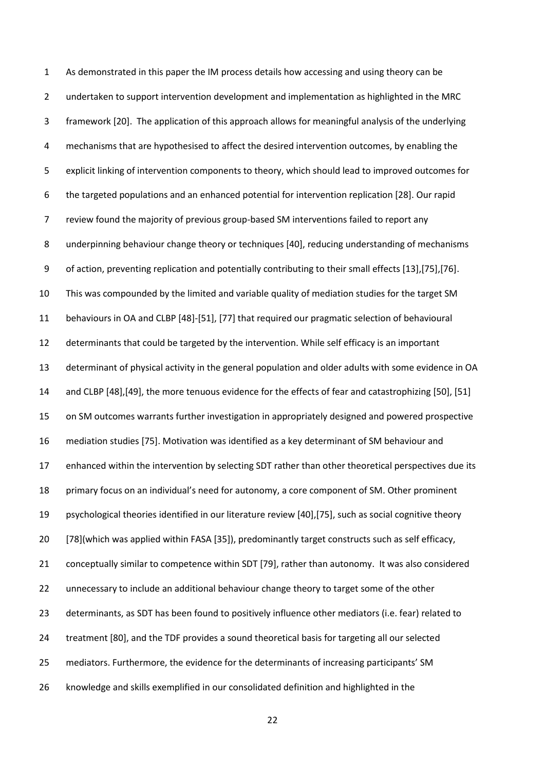As demonstrated in this paper the IM process details how accessing and using theory can be undertaken to support intervention development and implementation as highlighted in the MRC framework [20]. The application of this approach allows for meaningful analysis of the underlying mechanisms that are hypothesised to affect the desired intervention outcomes, by enabling the explicit linking of intervention components to theory, which should lead to improved outcomes for the targeted populations and an enhanced potential for intervention replication [28]. Our rapid review found the majority of previous group-based SM interventions failed to report any underpinning behaviour change theory or techniques [40], reducing understanding of mechanisms of action, preventing replication and potentially contributing to their small effects [13],[75],[76]. This was compounded by the limited and variable quality of mediation studies for the target SM behaviours in OA and CLBP [48]-[51], [77] that required our pragmatic selection of behavioural determinants that could be targeted by the intervention. While self efficacy is an important determinant of physical activity in the general population and older adults with some evidence in OA and CLBP [48],[49], the more tenuous evidence for the effects of fear and catastrophizing [50], [51] on SM outcomes warrants further investigation in appropriately designed and powered prospective mediation studies [75]. Motivation was identified as a key determinant of SM behaviour and enhanced within the intervention by selecting SDT rather than other theoretical perspectives due its primary focus on an individual's need for autonomy, a core component of SM. Other prominent psychological theories identified in our literature review [40],[75], such as social cognitive theory [78](which was applied within FASA [35]), predominantly target constructs such as self efficacy, conceptually similar to competence within SDT [79], rather than autonomy. It was also considered unnecessary to include an additional behaviour change theory to target some of the other determinants, as SDT has been found to positively influence other mediators (i.e. fear) related to treatment [80], and the TDF provides a sound theoretical basis for targeting all our selected mediators. Furthermore, the evidence for the determinants of increasing participants' SM knowledge and skills exemplified in our consolidated definition and highlighted in the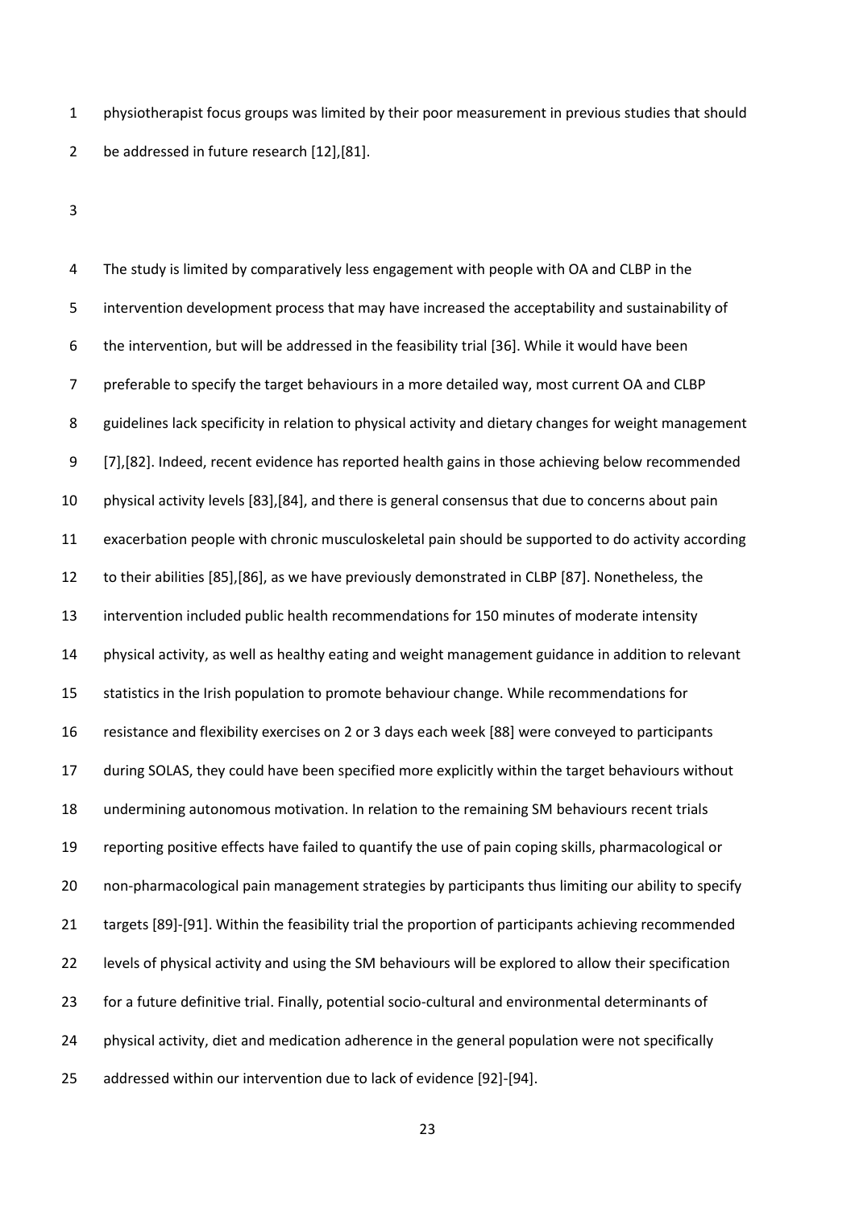physiotherapist focus groups was limited by their poor measurement in previous studies that should be addressed in future research [12],[81].

The study is limited by comparatively less engagement with people with OA and CLBP in the intervention development process that may have increased the acceptability and sustainability of the intervention, but will be addressed in the feasibility trial [36]. While it would have been preferable to specify the target behaviours in a more detailed way, most current OA and CLBP guidelines lack specificity in relation to physical activity and dietary changes for weight management [7],[82]. Indeed, recent evidence has reported health gains in those achieving below recommended physical activity levels [83],[84], and there is general consensus that due to concerns about pain exacerbation people with chronic musculoskeletal pain should be supported to do activity according to their abilities [85],[86], as we have previously demonstrated in CLBP [87]. Nonetheless, the intervention included public health recommendations for 150 minutes of moderate intensity physical activity, as well as healthy eating and weight management guidance in addition to relevant statistics in the Irish population to promote behaviour change. While recommendations for resistance and flexibility exercises on 2 or 3 days each week [88] were conveyed to participants during SOLAS, they could have been specified more explicitly within the target behaviours without undermining autonomous motivation. In relation to the remaining SM behaviours recent trials reporting positive effects have failed to quantify the use of pain coping skills, pharmacological or non-pharmacological pain management strategies by participants thus limiting our ability to specify targets [89]-[91]. Within the feasibility trial the proportion of participants achieving recommended levels of physical activity and using the SM behaviours will be explored to allow their specification for a future definitive trial. Finally, potential socio-cultural and environmental determinants of physical activity, diet and medication adherence in the general population were not specifically addressed within our intervention due to lack of evidence [92]-[94].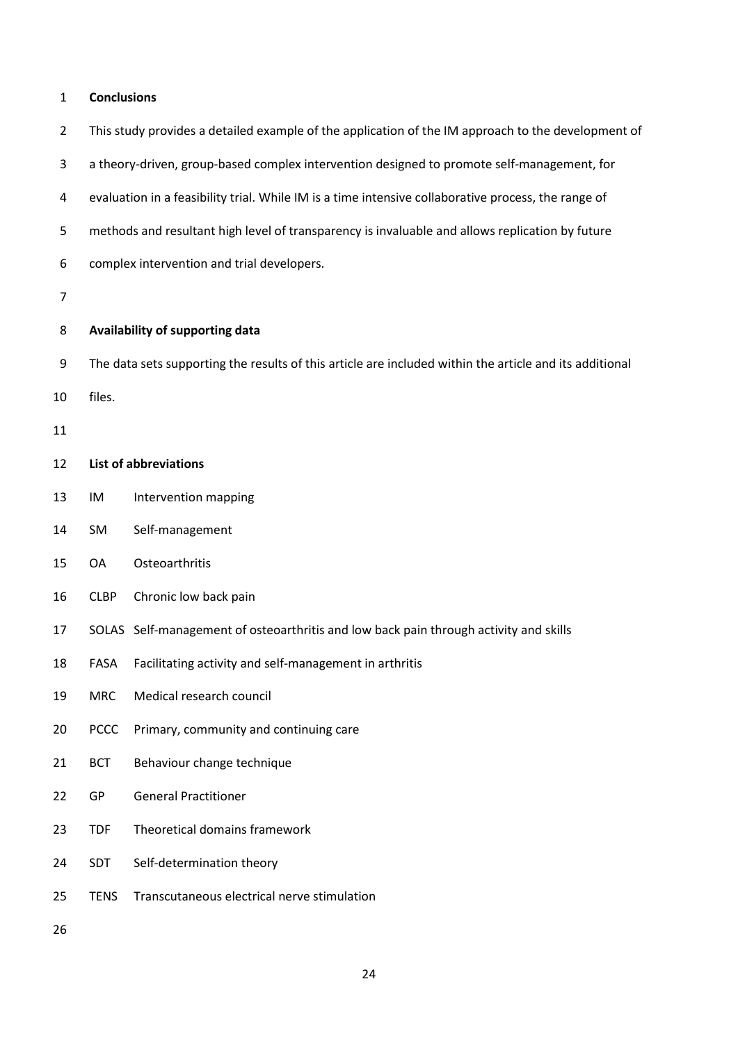## Conclusions

This study provides a detailed example of the application of the IM approach to the development of a theory-driven, group-based complex intervention designed to promote self-management, for evaluation in a feasibility trial. While IM is a time intensive collaborative process, the range of methods and resultant high level of transparency is invaluable and allows replication by future complex intervention and trial developers.

## Availability of supporting data

The data sets supporting the results of this article are included within the article and its additional files.

## List of abbreviations

| | |
|---|---|
| IM | Intervention mapping |
| SM | Self-management |
| OA | Osteoarthritis |
| CLBP | Chronic low back pain |
| SOLAS | Self-management of osteoarthritis and low back pain through activity and skills |
| FASA | Facilitating activity and self-management in arthritis |
| MRC | Medical research council |
| PCCC | Primary, community and continuing care |
| BCT | Behaviour change technique |
| GP | General Practitioner |
| TDF | Theoretical domains framework |
| SDT | Self-determination theory |
| TENS | Transcutaneous electrical nerve stimulation |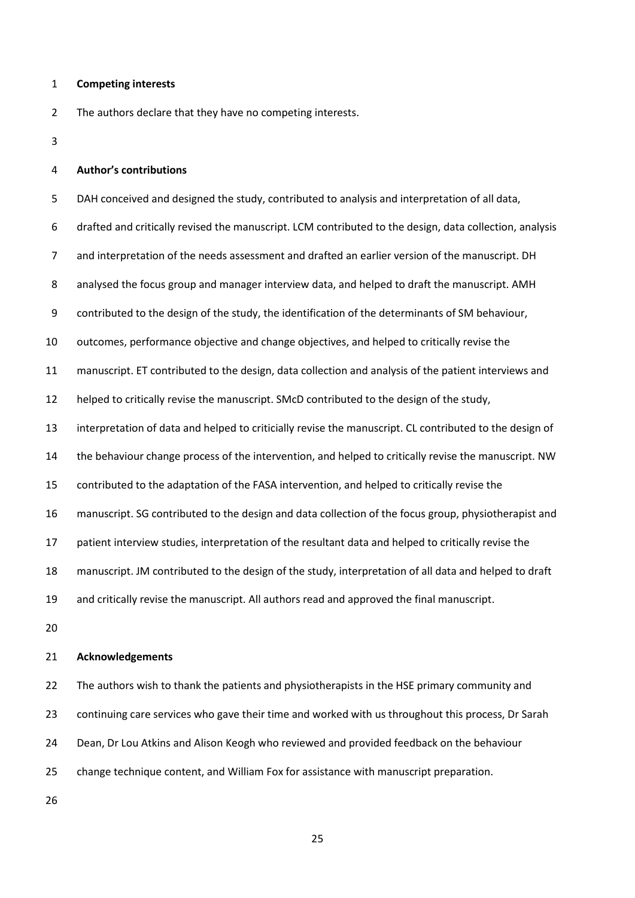**Competing interests**

The authors declare that they have no competing interests.

**Author's contributions**

DAH conceived and designed the study, contributed to analysis and interpretation of all data, drafted and critically revised the manuscript. LCM contributed to the design, data collection, analysis and interpretation of the needs assessment and drafted an earlier version of the manuscript. DH analysed the focus group and manager interview data, and helped to draft the manuscript. AMH contributed to the design of the study, the identification of the determinants of SM behaviour, outcomes, performance objective and change objectives, and helped to critically revise the manuscript. ET contributed to the design, data collection and analysis of the patient interviews and helped to critically revise the manuscript. SMcD contributed to the design of the study, interpretation of data and helped to criticially revise the manuscript. CL contributed to the design of the behaviour change process of the intervention, and helped to critically revise the manuscript. NW contributed to the adaptation of the FASA intervention, and helped to critically revise the manuscript. SG contributed to the design and data collection of the focus group, physiotherapist and patient interview studies, interpretation of the resultant data and helped to critically revise the manuscript. JM contributed to the design of the study, interpretation of all data and helped to draft and critically revise the manuscript. All authors read and approved the final manuscript.

**Acknowledgements**

The authors wish to thank the patients and physiotherapists in the HSE primary community and continuing care services who gave their time and worked with us throughout this process, Dr Sarah Dean, Dr Lou Atkins and Alison Keogh who reviewed and provided feedback on the behaviour change technique content, and William Fox for assistance with manuscript preparation.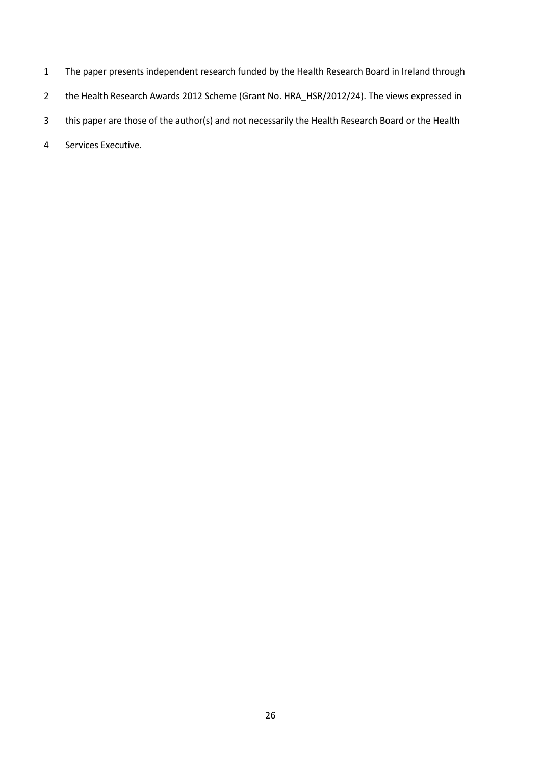The paper presents independent research funded by the Health Research Board in Ireland through the Health Research Awards 2012 Scheme (Grant No. HRA_HSR/2012/24). The views expressed in this paper are those of the author(s) and not necessarily the Health Research Board or the Health Services Executive.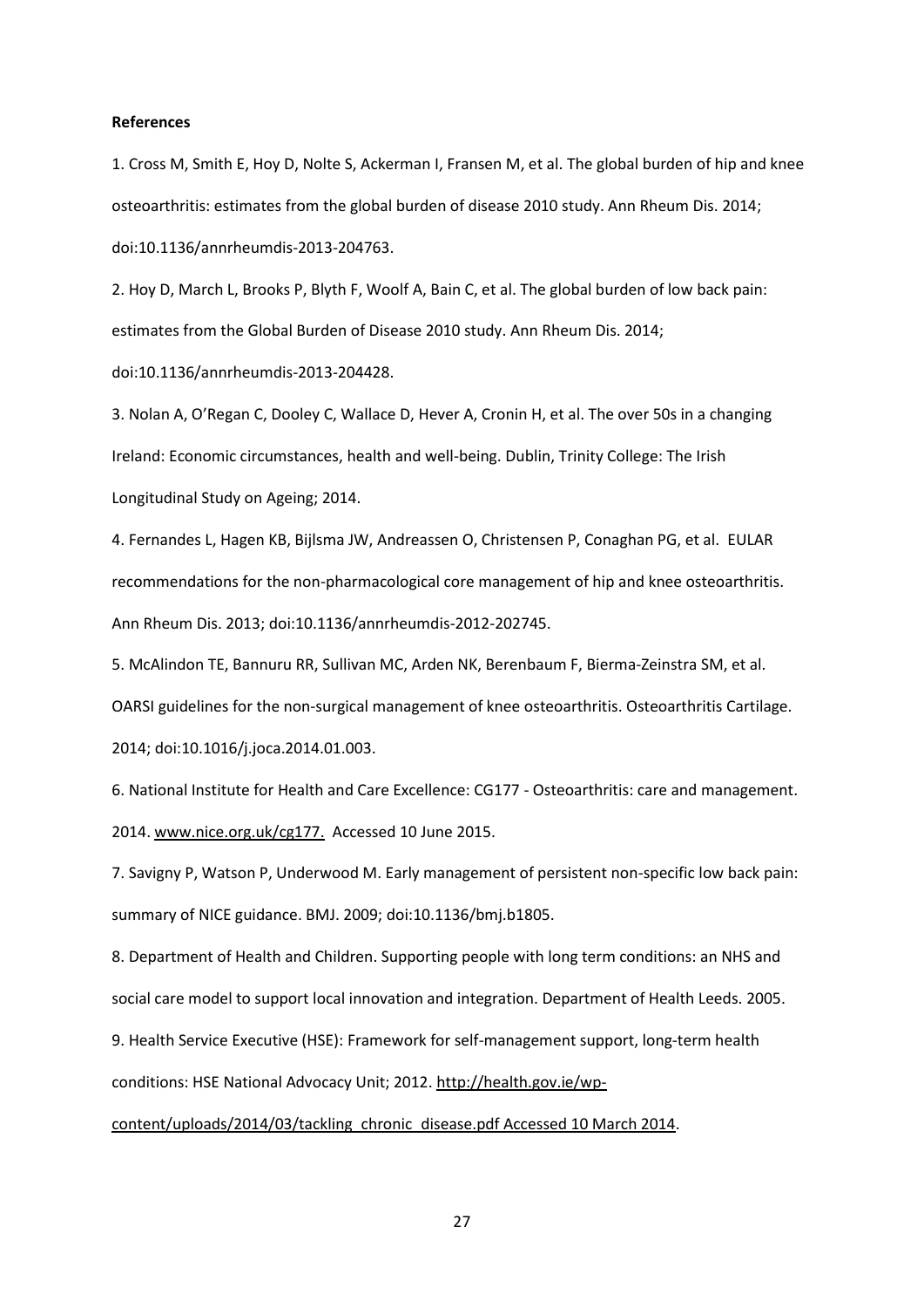**References**

1. Cross M, Smith E, Hoy D, Nolte S, Ackerman I, Fransen M, et al. The global burden of hip and knee osteoarthritis: estimates from the global burden of disease 2010 study. Ann Rheum Dis. 2014; doi:10.1136/annrheumdis-2013-204763.

2. Hoy D, March L, Brooks P, Blyth F, Woolf A, Bain C, et al. The global burden of low back pain: estimates from the Global Burden of Disease 2010 study. Ann Rheum Dis. 2014; doi:10.1136/annrheumdis-2013-204428.

3. Nolan A, O'Regan C, Dooley C, Wallace D, Hever A, Cronin H, et al. The over 50s in a changing Ireland: Economic circumstances, health and well-being. Dublin, Trinity College: The Irish Longitudinal Study on Ageing; 2014.

4. Fernandes L, Hagen KB, Bijlsma JW, Andreassen O, Christensen P, Conaghan PG, et al. EULAR recommendations for the non-pharmacological core management of hip and knee osteoarthritis. Ann Rheum Dis. 2013; doi:10.1136/annrheumdis-2012-202745.

5. McAlindon TE, Bannuru RR, Sullivan MC, Arden NK, Berenbaum F, Bierma-Zeinstra SM, et al. OARSI guidelines for the non-surgical management of knee osteoarthritis. Osteoarthritis Cartilage. 2014; doi:10.1016/j.joca.2014.01.003.

6. National Institute for Health and Care Excellence: CG177 - Osteoarthritis: care and management. 2014. www.nice.org.uk/cg177. Accessed 10 June 2015.

7. Savigny P, Watson P, Underwood M. Early management of persistent non-specific low back pain: summary of NICE guidance. BMJ. 2009; doi:10.1136/bmj.b1805.

8. Department of Health and Children. Supporting people with long term conditions: an NHS and social care model to support local innovation and integration. Department of Health Leeds. 2005.

9. Health Service Executive (HSE): Framework for self-management support, long-term health conditions: HSE National Advocacy Unit; 2012. http://health.gov.ie/wp-content/uploads/2014/03/tackling_chronic_disease.pdf Accessed 10 March 2014.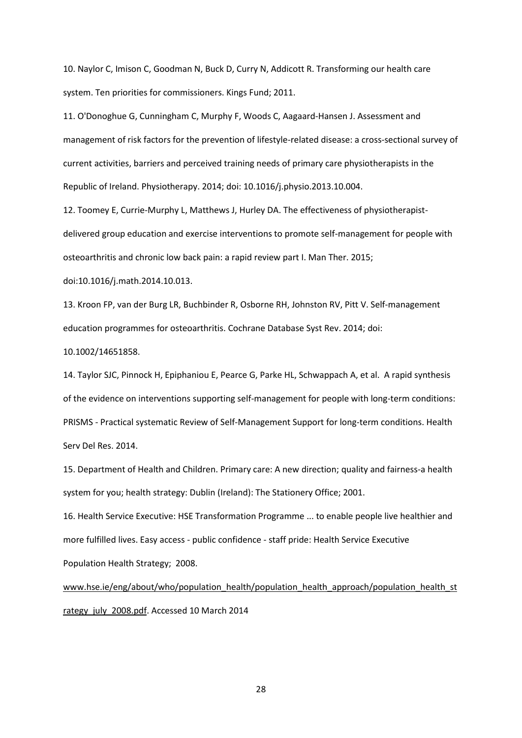10. Naylor C, Imison C, Goodman N, Buck D, Curry N, Addicott R. Transforming our health care system. Ten priorities for commissioners. Kings Fund; 2011.

11. O'Donoghue G, Cunningham C, Murphy F, Woods C, Aagaard-Hansen J. Assessment and management of risk factors for the prevention of lifestyle-related disease: a cross-sectional survey of current activities, barriers and perceived training needs of primary care physiotherapists in the Republic of Ireland. Physiotherapy. 2014; doi: 10.1016/j.physio.2013.10.004.

12. Toomey E, Currie-Murphy L, Matthews J, Hurley DA. The effectiveness of physiotherapist-delivered group education and exercise interventions to promote self-management for people with osteoarthritis and chronic low back pain: a rapid review part I. Man Ther. 2015; doi:10.1016/j.math.2014.10.013.

13. Kroon FP, van der Burg LR, Buchbinder R, Osborne RH, Johnston RV, Pitt V. Self-management education programmes for osteoarthritis. Cochrane Database Syst Rev. 2014; doi: 10.1002/14651858.

14. Taylor SJC, Pinnock H, Epiphaniou E, Pearce G, Parke HL, Schwappach A, et al. A rapid synthesis of the evidence on interventions supporting self-management for people with long-term conditions: PRISMS - Practical systematic Review of Self-Management Support for long-term conditions. Health Serv Del Res. 2014.

15. Department of Health and Children. Primary care: A new direction; quality and fairness-a health system for you; health strategy: Dublin (Ireland): The Stationery Office; 2001.

16. Health Service Executive: HSE Transformation Programme ... to enable people live healthier and more fulfilled lives. Easy access - public confidence - staff pride: Health Service Executive Population Health Strategy; 2008. www.hse.ie/eng/about/who/population_health/population_health_approach/population_health_strategy_july_2008.pdf. Accessed 10 March 2014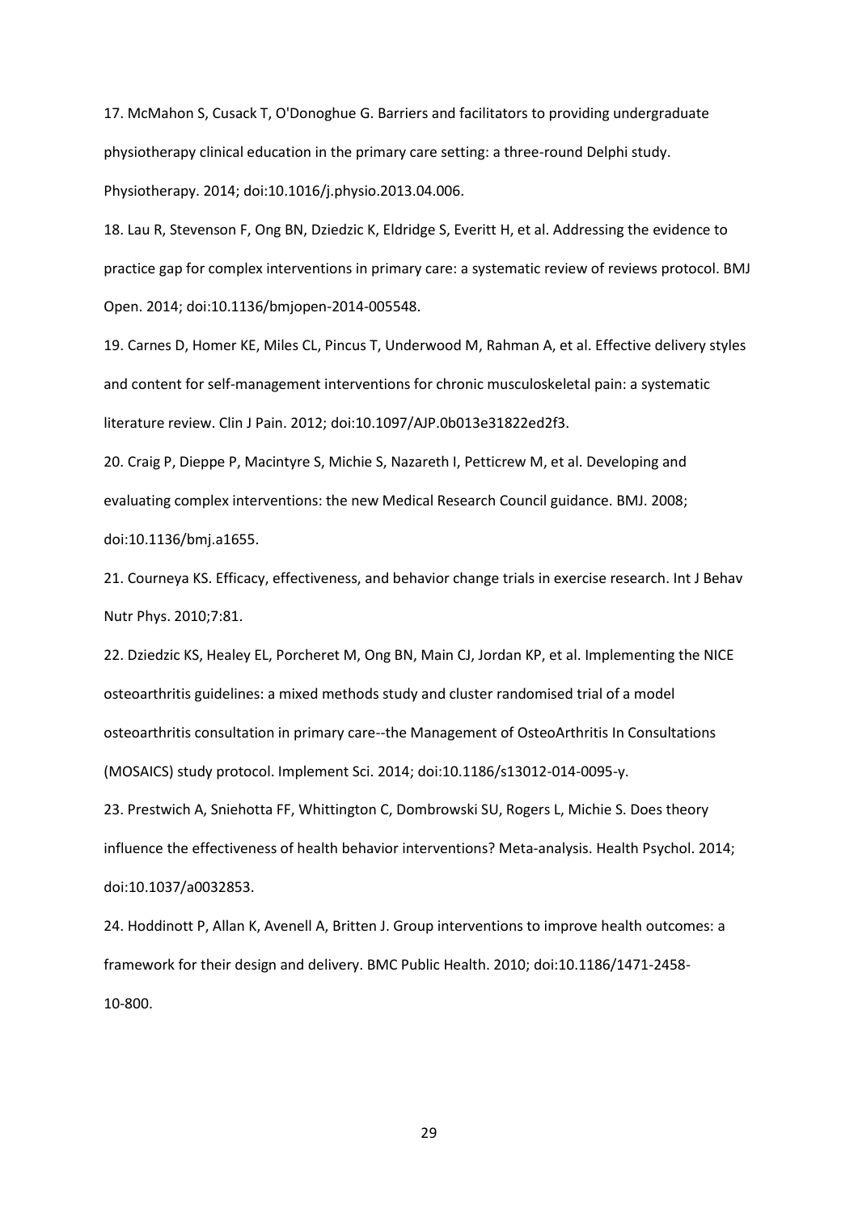17. McMahon S, Cusack T, O'Donoghue G. Barriers and facilitators to providing undergraduate physiotherapy clinical education in the primary care setting: a three-round Delphi study. Physiotherapy. 2014; doi:10.1016/j.physio.2013.04.006.

18. Lau R, Stevenson F, Ong BN, Dziedzic K, Eldridge S, Everitt H, et al. Addressing the evidence to practice gap for complex interventions in primary care: a systematic review of reviews protocol. BMJ Open. 2014; doi:10.1136/bmjopen-2014-005548.

19. Carnes D, Homer KE, Miles CL, Pincus T, Underwood M, Rahman A, et al. Effective delivery styles and content for self-management interventions for chronic musculoskeletal pain: a systematic literature review. Clin J Pain. 2012; doi:10.1097/AJP.0b013e31822ed2f3.

20. Craig P, Dieppe P, Macintyre S, Michie S, Nazareth I, Petticrew M, et al. Developing and evaluating complex interventions: the new Medical Research Council guidance. BMJ. 2008; doi:10.1136/bmj.a1655.

21. Courneya KS. Efficacy, effectiveness, and behavior change trials in exercise research. Int J Behav Nutr Phys. 2010;7:81.

22. Dziedzic KS, Healey EL, Porcheret M, Ong BN, Main CJ, Jordan KP, et al. Implementing the NICE osteoarthritis guidelines: a mixed methods study and cluster randomised trial of a model osteoarthritis consultation in primary care--the Management of OsteoArthritis In Consultations (MOSAICS) study protocol. Implement Sci. 2014; doi:10.1186/s13012-014-0095-y.

23. Prestwich A, Sniehotta FF, Whittington C, Dombrowski SU, Rogers L, Michie S. Does theory influence the effectiveness of health behavior interventions? Meta-analysis. Health Psychol. 2014; doi:10.1037/a0032853.

24. Hoddinott P, Allan K, Avenell A, Britten J. Group interventions to improve health outcomes: a framework for their design and delivery. BMC Public Health. 2010; doi:10.1186/1471-2458-10-800.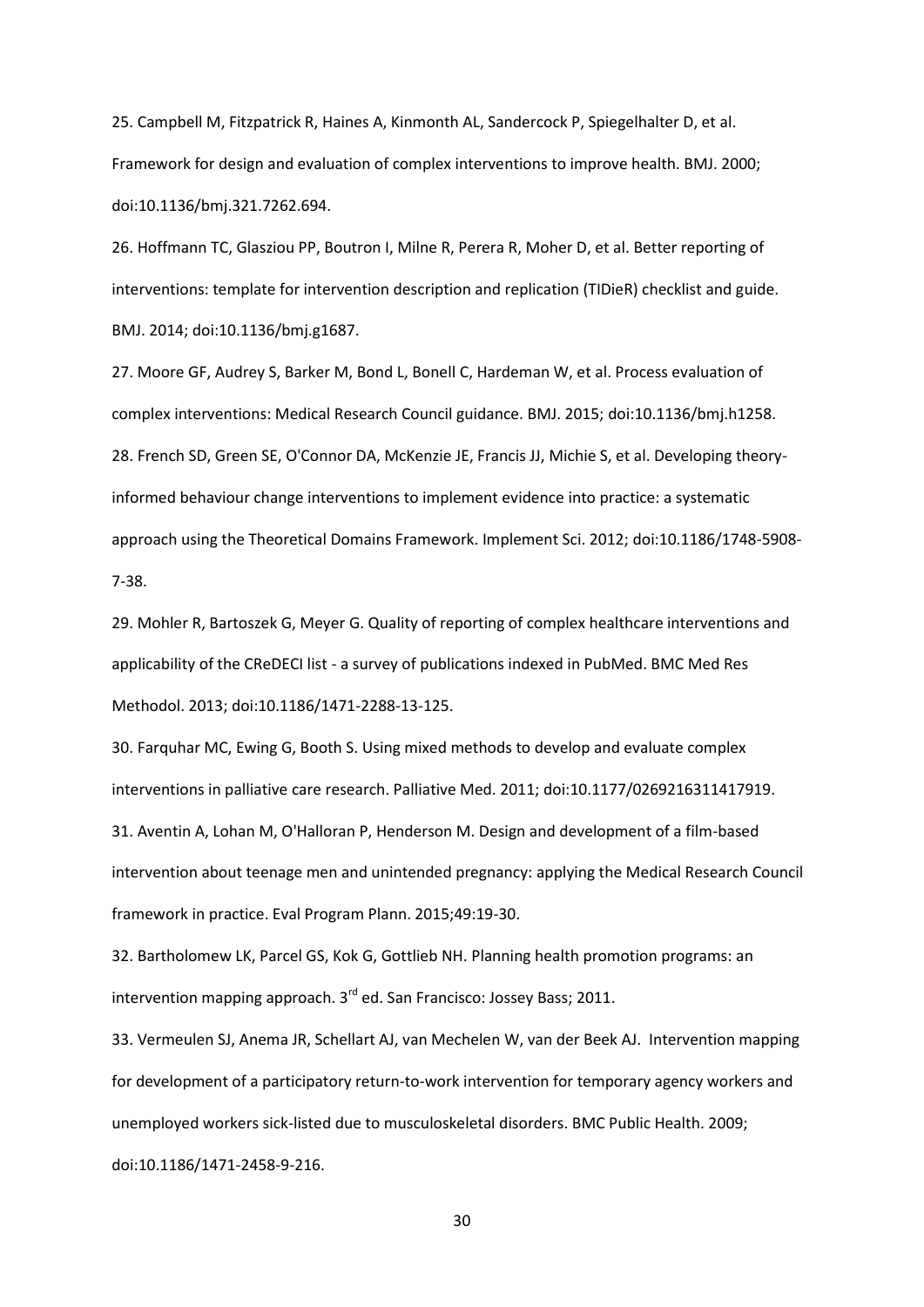25. Campbell M, Fitzpatrick R, Haines A, Kinmonth AL, Sandercock P, Spiegelhalter D, et al. Framework for design and evaluation of complex interventions to improve health. BMJ. 2000; doi:10.1136/bmj.321.7262.694.

26. Hoffmann TC, Glasziou PP, Boutron I, Milne R, Perera R, Moher D, et al. Better reporting of interventions: template for intervention description and replication (TIDieR) checklist and guide. BMJ. 2014; doi:10.1136/bmj.g1687.

27. Moore GF, Audrey S, Barker M, Bond L, Bonell C, Hardeman W, et al. Process evaluation of complex interventions: Medical Research Council guidance. BMJ. 2015; doi:10.1136/bmj.h1258.

28. French SD, Green SE, O'Connor DA, McKenzie JE, Francis JJ, Michie S, et al. Developing theory-informed behaviour change interventions to implement evidence into practice: a systematic approach using the Theoretical Domains Framework. Implement Sci. 2012; doi:10.1186/1748-5908-7-38.

29. Mohler R, Bartoszek G, Meyer G. Quality of reporting of complex healthcare interventions and applicability of the CReDECI list - a survey of publications indexed in PubMed. BMC Med Res Methodol. 2013; doi:10.1186/1471-2288-13-125.

30. Farquhar MC, Ewing G, Booth S. Using mixed methods to develop and evaluate complex interventions in palliative care research. Palliative Med. 2011; doi:10.1177/0269216311417919.

31. Aventin A, Lohan M, O'Halloran P, Henderson M. Design and development of a film-based intervention about teenage men and unintended pregnancy: applying the Medical Research Council framework in practice. Eval Program Plann. 2015;49:19-30.

32. Bartholomew LK, Parcel GS, Kok G, Gottlieb NH. Planning health promotion programs: an intervention mapping approach. 3rd ed. San Francisco: Jossey Bass; 2011.

33. Vermeulen SJ, Anema JR, Schellart AJ, van Mechelen W, van der Beek AJ. Intervention mapping for development of a participatory return-to-work intervention for temporary agency workers and unemployed workers sick-listed due to musculoskeletal disorders. BMC Public Health. 2009; doi:10.1186/1471-2458-9-216.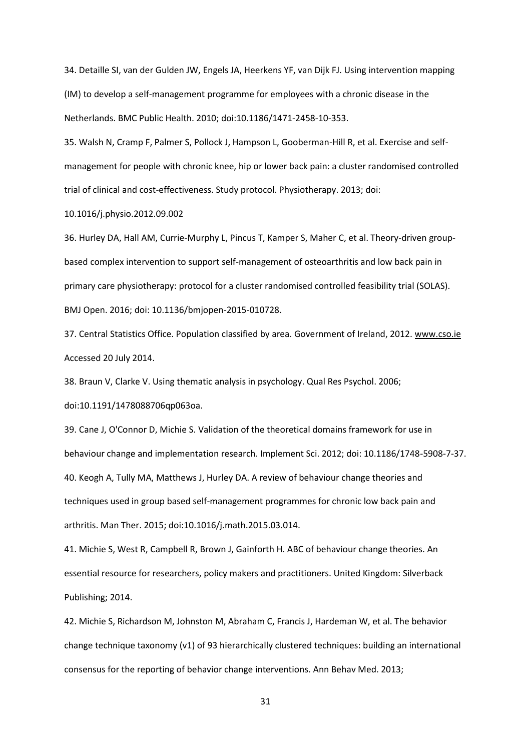34. Detaille SI, van der Gulden JW, Engels JA, Heerkens YF, van Dijk FJ. Using intervention mapping (IM) to develop a self-management programme for employees with a chronic disease in the Netherlands. BMC Public Health. 2010; doi:10.1186/1471-2458-10-353.

35. Walsh N, Cramp F, Palmer S, Pollock J, Hampson L, Gooberman-Hill R, et al. Exercise and self-management for people with chronic knee, hip or lower back pain: a cluster randomised controlled trial of clinical and cost-effectiveness. Study protocol. Physiotherapy. 2013; doi: 10.1016/j.physio.2012.09.002

36. Hurley DA, Hall AM, Currie-Murphy L, Pincus T, Kamper S, Maher C, et al. Theory-driven group-based complex intervention to support self-management of osteoarthritis and low back pain in primary care physiotherapy: protocol for a cluster randomised controlled feasibility trial (SOLAS). BMJ Open. 2016; doi: 10.1136/bmjopen-2015-010728.

37. Central Statistics Office. Population classified by area. Government of Ireland, 2012. www.cso.ie Accessed 20 July 2014.

38. Braun V, Clarke V. Using thematic analysis in psychology. Qual Res Psychol. 2006; doi:10.1191/1478088706qp063oa.

39. Cane J, O'Connor D, Michie S. Validation of the theoretical domains framework for use in behaviour change and implementation research. Implement Sci. 2012; doi: 10.1186/1748-5908-7-37.

40. Keogh A, Tully MA, Matthews J, Hurley DA. A review of behaviour change theories and techniques used in group based self-management programmes for chronic low back pain and arthritis. Man Ther. 2015; doi:10.1016/j.math.2015.03.014.

41. Michie S, West R, Campbell R, Brown J, Gainforth H. ABC of behaviour change theories. An essential resource for researchers, policy makers and practitioners. United Kingdom: Silverback Publishing; 2014.

42. Michie S, Richardson M, Johnston M, Abraham C, Francis J, Hardeman W, et al. The behavior change technique taxonomy (v1) of 93 hierarchically clustered techniques: building an international consensus for the reporting of behavior change interventions. Ann Behav Med. 2013;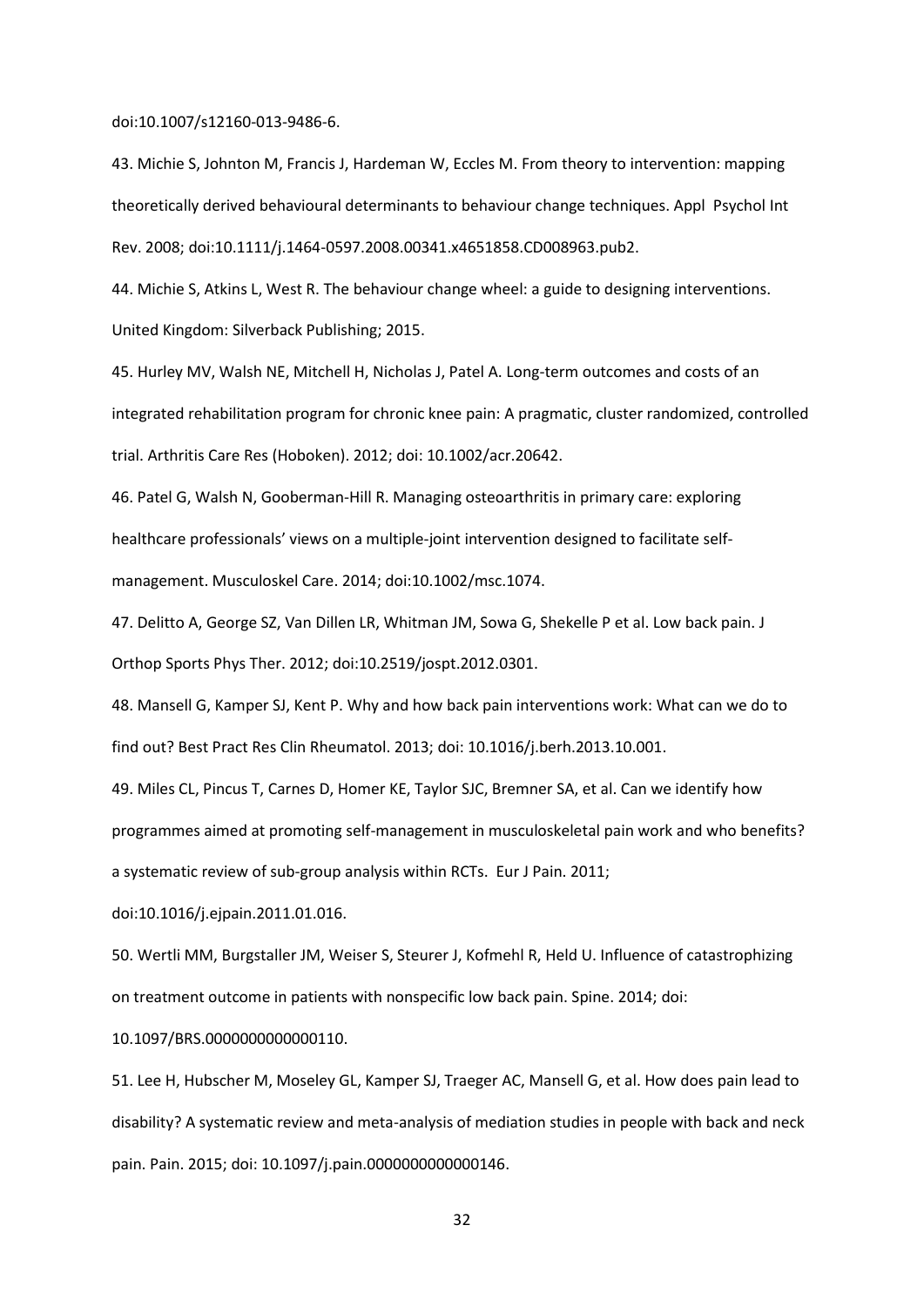doi:10.1007/s12160-013-9486-6.

43. Michie S, Johnton M, Francis J, Hardeman W, Eccles M. From theory to intervention: mapping theoretically derived behavioural determinants to behaviour change techniques. Appl Psychol Int Rev. 2008; doi:10.1111/j.1464-0597.2008.00341.x4651858.CD008963.pub2.

44. Michie S, Atkins L, West R. The behaviour change wheel: a guide to designing interventions. United Kingdom: Silverback Publishing; 2015.

45. Hurley MV, Walsh NE, Mitchell H, Nicholas J, Patel A. Long-term outcomes and costs of an integrated rehabilitation program for chronic knee pain: A pragmatic, cluster randomized, controlled trial. Arthritis Care Res (Hoboken). 2012; doi: 10.1002/acr.20642.

46. Patel G, Walsh N, Gooberman-Hill R. Managing osteoarthritis in primary care: exploring healthcare professionals' views on a multiple-joint intervention designed to facilitate self-management. Musculoskel Care. 2014; doi:10.1002/msc.1074.

47. Delitto A, George SZ, Van Dillen LR, Whitman JM, Sowa G, Shekelle P et al. Low back pain. J Orthop Sports Phys Ther. 2012; doi:10.2519/jospt.2012.0301.

48. Mansell G, Kamper SJ, Kent P. Why and how back pain interventions work: What can we do to find out? Best Pract Res Clin Rheumatol. 2013; doi: 10.1016/j.berh.2013.10.001.

49. Miles CL, Pincus T, Carnes D, Homer KE, Taylor SJC, Bremner SA, et al. Can we identify how programmes aimed at promoting self-management in musculoskeletal pain work and who benefits? a systematic review of sub-group analysis within RCTs. Eur J Pain. 2011; doi:10.1016/j.ejpain.2011.01.016.

50. Wertli MM, Burgstaller JM, Weiser S, Steurer J, Kofmehl R, Held U. Influence of catastrophizing on treatment outcome in patients with nonspecific low back pain. Spine. 2014; doi: 10.1097/BRS.0000000000000110.

51. Lee H, Hubscher M, Moseley GL, Kamper SJ, Traeger AC, Mansell G, et al. How does pain lead to disability? A systematic review and meta-analysis of mediation studies in people with back and neck pain. Pain. 2015; doi: 10.1097/j.pain.0000000000000146.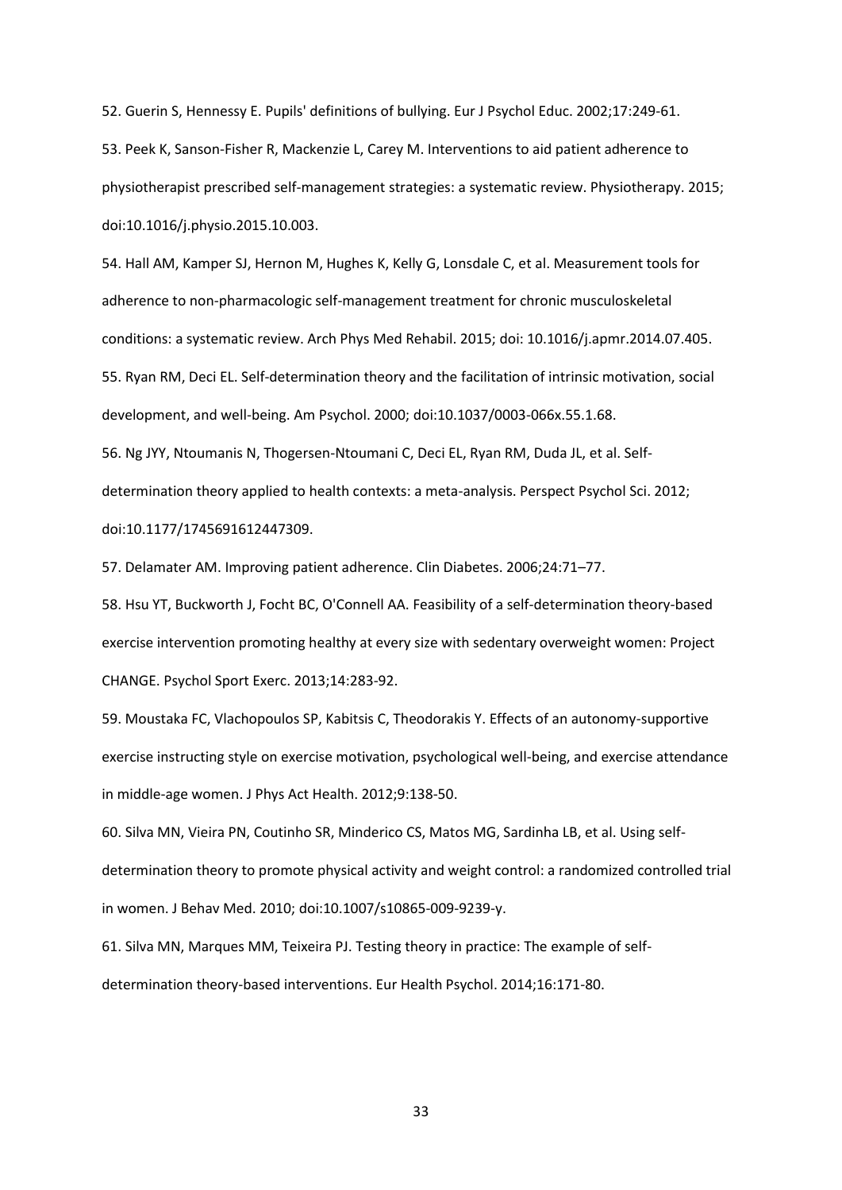52. Guerin S, Hennessy E. Pupils' definitions of bullying. Eur J Psychol Educ. 2002;17:249-61.

53. Peek K, Sanson-Fisher R, Mackenzie L, Carey M. Interventions to aid patient adherence to physiotherapist prescribed self-management strategies: a systematic review. Physiotherapy. 2015; doi:10.1016/j.physio.2015.10.003.

54. Hall AM, Kamper SJ, Hernon M, Hughes K, Kelly G, Lonsdale C, et al. Measurement tools for adherence to non-pharmacologic self-management treatment for chronic musculoskeletal conditions: a systematic review. Arch Phys Med Rehabil. 2015; doi: 10.1016/j.apmr.2014.07.405.

55. Ryan RM, Deci EL. Self-determination theory and the facilitation of intrinsic motivation, social development, and well-being. Am Psychol. 2000; doi:10.1037/0003-066x.55.1.68.

56. Ng JYY, Ntoumanis N, Thogersen-Ntoumani C, Deci EL, Ryan RM, Duda JL, et al. Self-determination theory applied to health contexts: a meta-analysis. Perspect Psychol Sci. 2012; doi:10.1177/1745691612447309.

57. Delamater AM. Improving patient adherence. Clin Diabetes. 2006;24:71–77.

58. Hsu YT, Buckworth J, Focht BC, O'Connell AA. Feasibility of a self-determination theory-based exercise intervention promoting healthy at every size with sedentary overweight women: Project CHANGE. Psychol Sport Exerc. 2013;14:283-92.

59. Moustaka FC, Vlachopoulos SP, Kabitsis C, Theodorakis Y. Effects of an autonomy-supportive exercise instructing style on exercise motivation, psychological well-being, and exercise attendance in middle-age women. J Phys Act Health. 2012;9:138-50.

60. Silva MN, Vieira PN, Coutinho SR, Minderico CS, Matos MG, Sardinha LB, et al. Using self-determination theory to promote physical activity and weight control: a randomized controlled trial in women. J Behav Med. 2010; doi:10.1007/s10865-009-9239-y.

61. Silva MN, Marques MM, Teixeira PJ. Testing theory in practice: The example of self-determination theory-based interventions. Eur Health Psychol. 2014;16:171-80.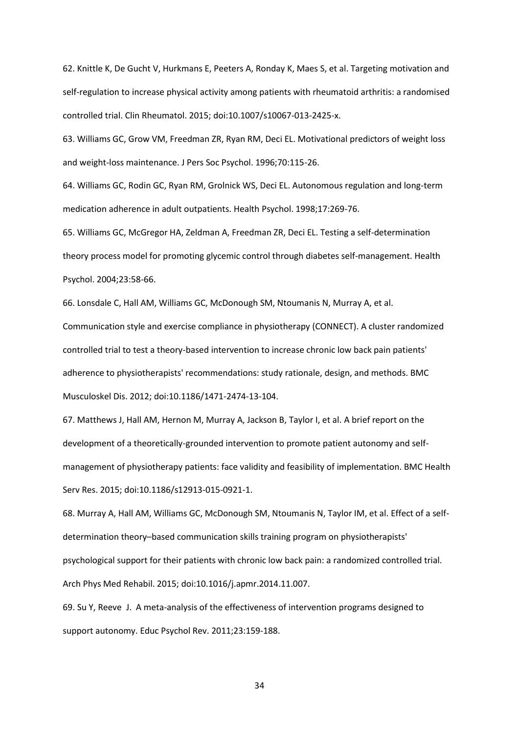62. Knittle K, De Gucht V, Hurkmans E, Peeters A, Ronday K, Maes S, et al. Targeting motivation and self-regulation to increase physical activity among patients with rheumatoid arthritis: a randomised controlled trial. Clin Rheumatol. 2015; doi:10.1007/s10067-013-2425-x.

63. Williams GC, Grow VM, Freedman ZR, Ryan RM, Deci EL. Motivational predictors of weight loss and weight-loss maintenance. J Pers Soc Psychol. 1996;70:115-26.

64. Williams GC, Rodin GC, Ryan RM, Grolnick WS, Deci EL. Autonomous regulation and long-term medication adherence in adult outpatients. Health Psychol. 1998;17:269-76.

65. Williams GC, McGregor HA, Zeldman A, Freedman ZR, Deci EL. Testing a self-determination theory process model for promoting glycemic control through diabetes self-management. Health Psychol. 2004;23:58-66.

66. Lonsdale C, Hall AM, Williams GC, McDonough SM, Ntoumanis N, Murray A, et al. Communication style and exercise compliance in physiotherapy (CONNECT). A cluster randomized controlled trial to test a theory-based intervention to increase chronic low back pain patients' adherence to physiotherapists' recommendations: study rationale, design, and methods. BMC Musculoskel Dis. 2012; doi:10.1186/1471-2474-13-104.

67. Matthews J, Hall AM, Hernon M, Murray A, Jackson B, Taylor I, et al. A brief report on the development of a theoretically-grounded intervention to promote patient autonomy and self-management of physiotherapy patients: face validity and feasibility of implementation. BMC Health Serv Res. 2015; doi:10.1186/s12913-015-0921-1.

68. Murray A, Hall AM, Williams GC, McDonough SM, Ntoumanis N, Taylor IM, et al. Effect of a self-determination theory–based communication skills training program on physiotherapists' psychological support for their patients with chronic low back pain: a randomized controlled trial. Arch Phys Med Rehabil. 2015; doi:10.1016/j.apmr.2014.11.007.

69. Su Y, Reeve J. A meta-analysis of the effectiveness of intervention programs designed to support autonomy. Educ Psychol Rev. 2011;23:159-188.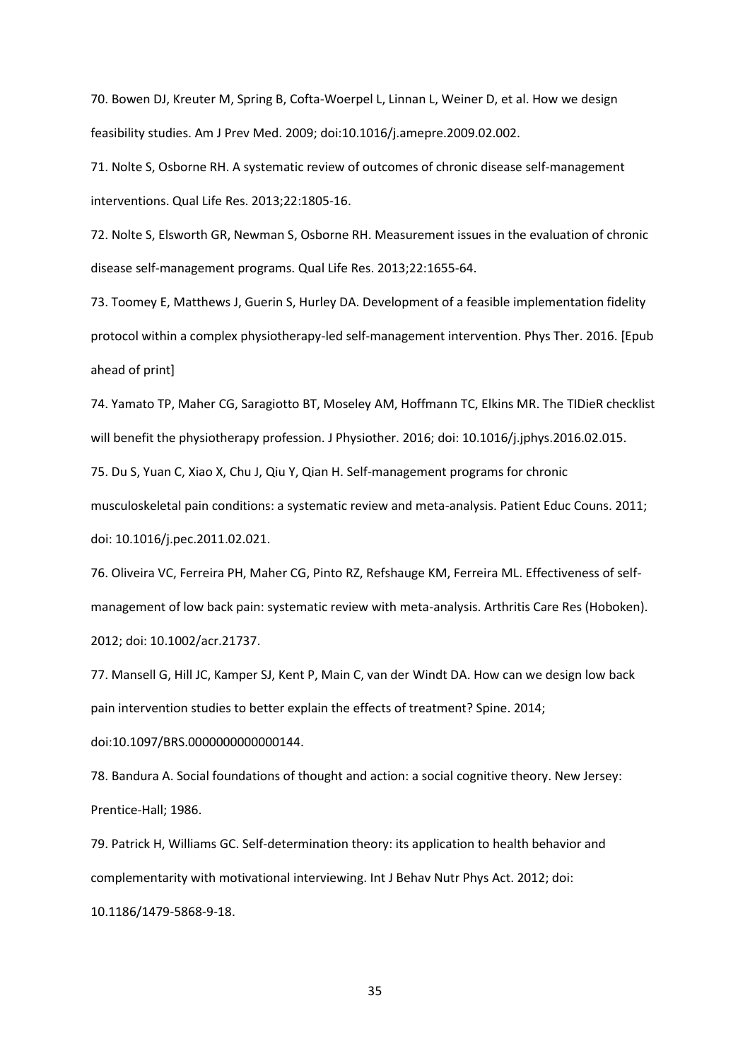70. Bowen DJ, Kreuter M, Spring B, Cofta-Woerpel L, Linnan L, Weiner D, et al. How we design feasibility studies. Am J Prev Med. 2009; doi:10.1016/j.amepre.2009.02.002.

71. Nolte S, Osborne RH. A systematic review of outcomes of chronic disease self-management interventions. Qual Life Res. 2013;22:1805-16.

72. Nolte S, Elsworth GR, Newman S, Osborne RH. Measurement issues in the evaluation of chronic disease self-management programs. Qual Life Res. 2013;22:1655-64.

73. Toomey E, Matthews J, Guerin S, Hurley DA. Development of a feasible implementation fidelity protocol within a complex physiotherapy-led self-management intervention. Phys Ther. 2016. [Epub ahead of print]

74. Yamato TP, Maher CG, Saragiotto BT, Moseley AM, Hoffmann TC, Elkins MR. The TIDieR checklist will benefit the physiotherapy profession. J Physiother. 2016; doi: 10.1016/j.jphys.2016.02.015.

75. Du S, Yuan C, Xiao X, Chu J, Qiu Y, Qian H. Self-management programs for chronic musculoskeletal pain conditions: a systematic review and meta-analysis. Patient Educ Couns. 2011; doi: 10.1016/j.pec.2011.02.021.

76. Oliveira VC, Ferreira PH, Maher CG, Pinto RZ, Refshauge KM, Ferreira ML. Effectiveness of self-management of low back pain: systematic review with meta-analysis. Arthritis Care Res (Hoboken). 2012; doi: 10.1002/acr.21737.

77. Mansell G, Hill JC, Kamper SJ, Kent P, Main C, van der Windt DA. How can we design low back pain intervention studies to better explain the effects of treatment? Spine. 2014; doi:10.1097/BRS.0000000000000144.

78. Bandura A. Social foundations of thought and action: a social cognitive theory. New Jersey: Prentice-Hall; 1986.

79. Patrick H, Williams GC. Self-determination theory: its application to health behavior and complementarity with motivational interviewing. Int J Behav Nutr Phys Act. 2012; doi: 10.1186/1479-5868-9-18.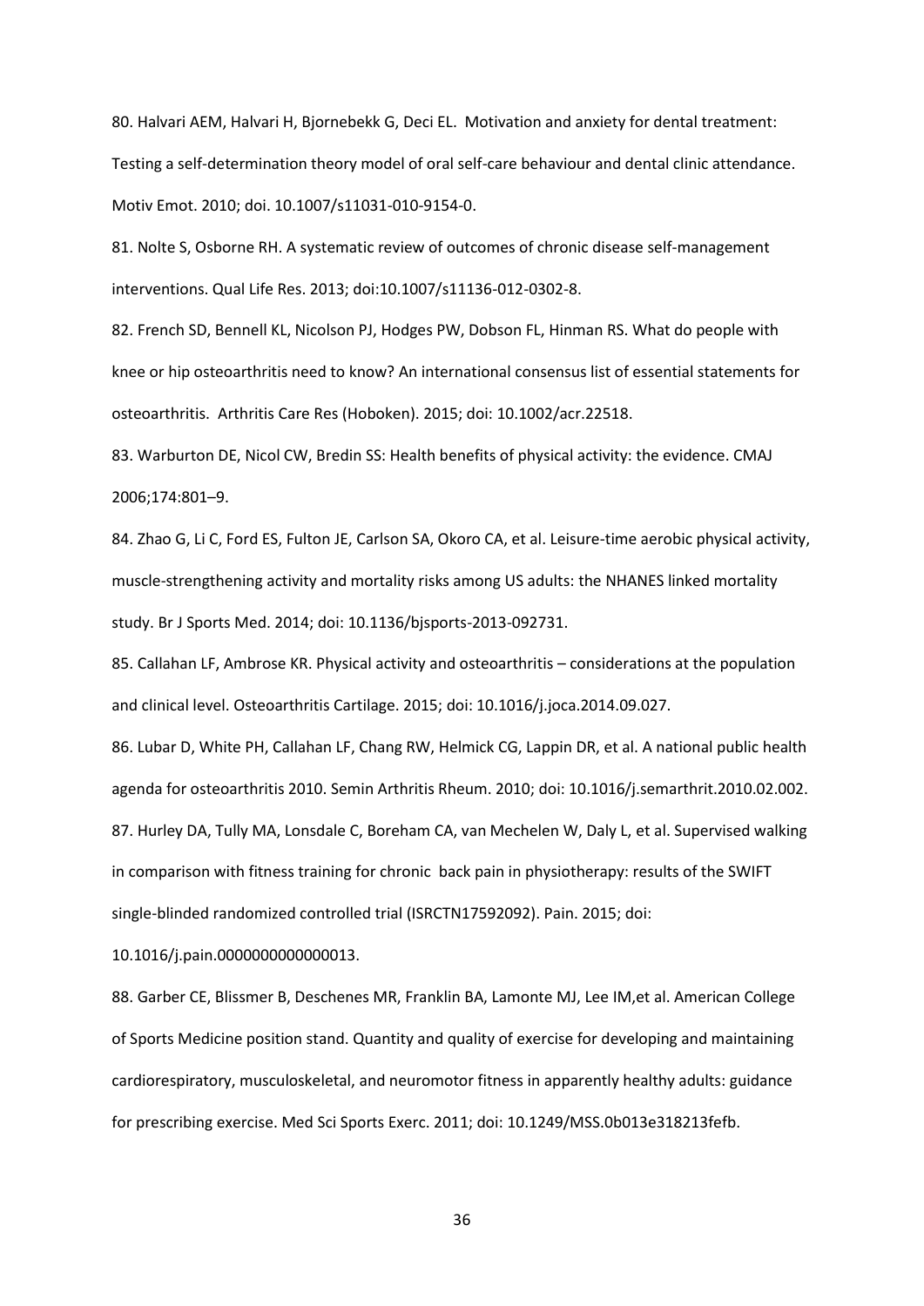80. Halvari AEM, Halvari H, Bjornebekk G, Deci EL. Motivation and anxiety for dental treatment: Testing a self-determination theory model of oral self-care behaviour and dental clinic attendance. Motiv Emot. 2010; doi. 10.1007/s11031-010-9154-0.

81. Nolte S, Osborne RH. A systematic review of outcomes of chronic disease self-management interventions. Qual Life Res. 2013; doi:10.1007/s11136-012-0302-8.

82. French SD, Bennell KL, Nicolson PJ, Hodges PW, Dobson FL, Hinman RS. What do people with knee or hip osteoarthritis need to know? An international consensus list of essential statements for osteoarthritis. Arthritis Care Res (Hoboken). 2015; doi: 10.1002/acr.22518.

83. Warburton DE, Nicol CW, Bredin SS: Health benefits of physical activity: the evidence. CMAJ 2006;174:801–9.

84. Zhao G, Li C, Ford ES, Fulton JE, Carlson SA, Okoro CA, et al. Leisure-time aerobic physical activity, muscle-strengthening activity and mortality risks among US adults: the NHANES linked mortality study. Br J Sports Med. 2014; doi: 10.1136/bjsports-2013-092731.

85. Callahan LF, Ambrose KR. Physical activity and osteoarthritis – considerations at the population and clinical level. Osteoarthritis Cartilage. 2015; doi: 10.1016/j.joca.2014.09.027.

86. Lubar D, White PH, Callahan LF, Chang RW, Helmick CG, Lappin DR, et al. A national public health agenda for osteoarthritis 2010. Semin Arthritis Rheum. 2010; doi: 10.1016/j.semarthrit.2010.02.002.

87. Hurley DA, Tully MA, Lonsdale C, Boreham CA, van Mechelen W, Daly L, et al. Supervised walking in comparison with fitness training for chronic back pain in physiotherapy: results of the SWIFT single-blinded randomized controlled trial (ISRCTN17592092). Pain. 2015; doi: 10.1016/j.pain.0000000000000013.

88. Garber CE, Blissmer B, Deschenes MR, Franklin BA, Lamonte MJ, Lee IM,et al. American College of Sports Medicine position stand. Quantity and quality of exercise for developing and maintaining cardiorespiratory, musculoskeletal, and neuromotor fitness in apparently healthy adults: guidance for prescribing exercise. Med Sci Sports Exerc. 2011; doi: 10.1249/MSS.0b013e318213fefb.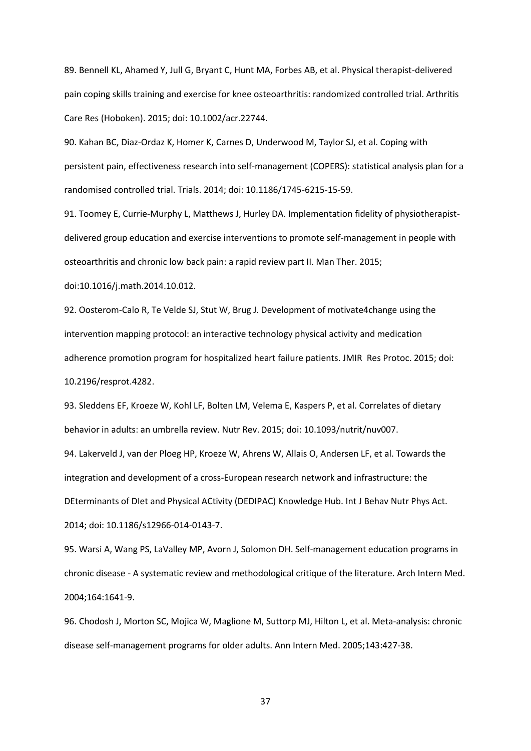89. Bennell KL, Ahamed Y, Jull G, Bryant C, Hunt MA, Forbes AB, et al. Physical therapist-delivered pain coping skills training and exercise for knee osteoarthritis: randomized controlled trial. Arthritis Care Res (Hoboken). 2015; doi: 10.1002/acr.22744.

90. Kahan BC, Diaz-Ordaz K, Homer K, Carnes D, Underwood M, Taylor SJ, et al. Coping with persistent pain, effectiveness research into self-management (COPERS): statistical analysis plan for a randomised controlled trial. Trials. 2014; doi: 10.1186/1745-6215-15-59.

91. Toomey E, Currie-Murphy L, Matthews J, Hurley DA. Implementation fidelity of physiotherapist-delivered group education and exercise interventions to promote self-management in people with osteoarthritis and chronic low back pain: a rapid review part II. Man Ther. 2015; doi:10.1016/j.math.2014.10.012.

92. Oosterom-Calo R, Te Velde SJ, Stut W, Brug J. Development of motivate4change using the intervention mapping protocol: an interactive technology physical activity and medication adherence promotion program for hospitalized heart failure patients. JMIR Res Protoc. 2015; doi: 10.2196/resprot.4282.

93. Sleddens EF, Kroeze W, Kohl LF, Bolten LM, Velema E, Kaspers P, et al. Correlates of dietary behavior in adults: an umbrella review. Nutr Rev. 2015; doi: 10.1093/nutrit/nuv007.

94. Lakerveld J, van der Ploeg HP, Kroeze W, Ahrens W, Allais O, Andersen LF, et al. Towards the integration and development of a cross-European research network and infrastructure: the DEterminants of DIet and Physical ACtivity (DEDIPAC) Knowledge Hub. Int J Behav Nutr Phys Act. 2014; doi: 10.1186/s12966-014-0143-7.

95. Warsi A, Wang PS, LaValley MP, Avorn J, Solomon DH. Self-management education programs in chronic disease - A systematic review and methodological critique of the literature. Arch Intern Med. 2004;164:1641-9.

96. Chodosh J, Morton SC, Mojica W, Maglione M, Suttorp MJ, Hilton L, et al. Meta-analysis: chronic disease self-management programs for older adults. Ann Intern Med. 2005;143:427-38.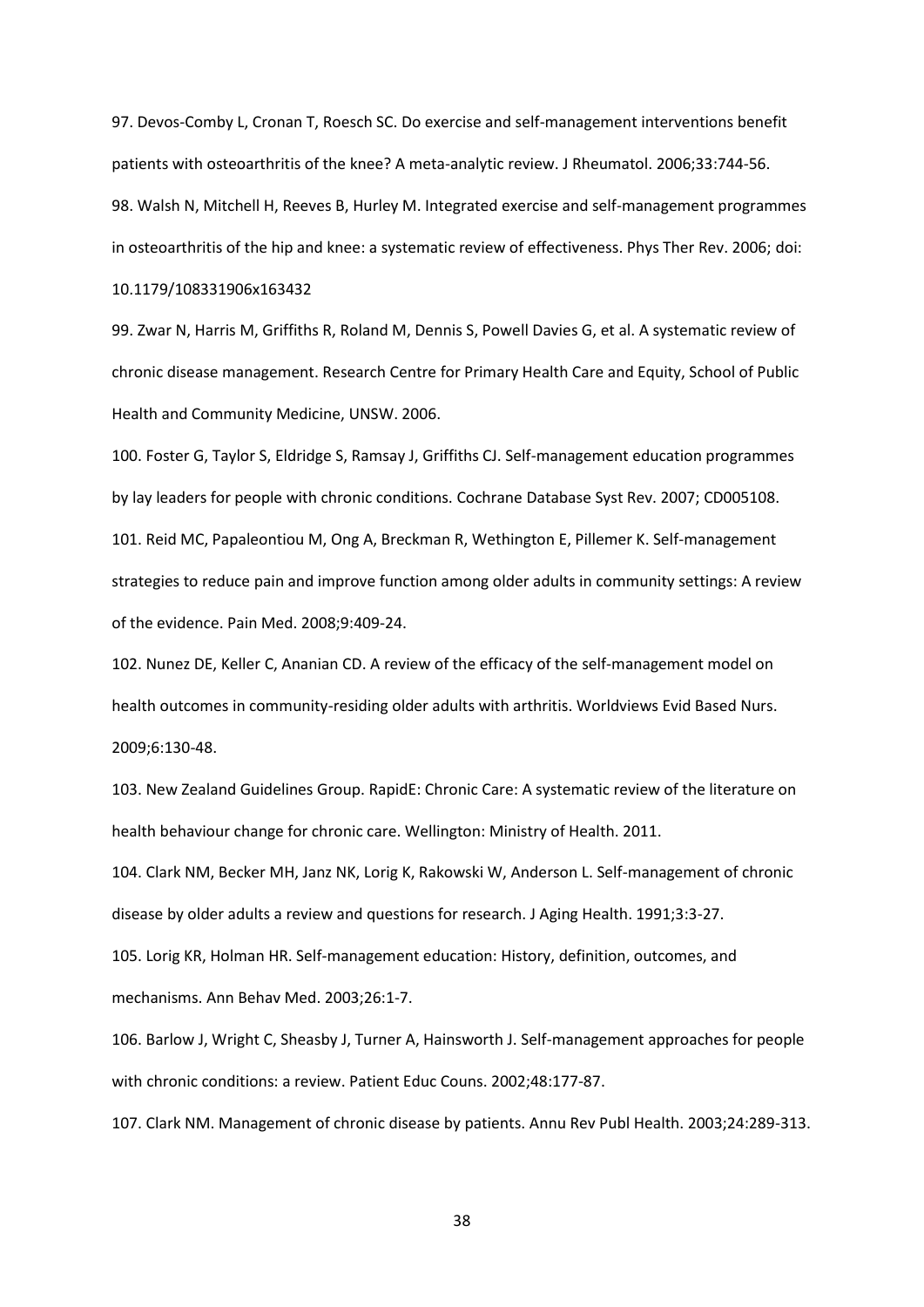97. Devos-Comby L, Cronan T, Roesch SC. Do exercise and self-management interventions benefit patients with osteoarthritis of the knee? A meta-analytic review. J Rheumatol. 2006;33:744-56.

98. Walsh N, Mitchell H, Reeves B, Hurley M. Integrated exercise and self-management programmes in osteoarthritis of the hip and knee: a systematic review of effectiveness. Phys Ther Rev. 2006; doi: 10.1179/108331906x163432

99. Zwar N, Harris M, Griffiths R, Roland M, Dennis S, Powell Davies G, et al. A systematic review of chronic disease management. Research Centre for Primary Health Care and Equity, School of Public Health and Community Medicine, UNSW. 2006.

100. Foster G, Taylor S, Eldridge S, Ramsay J, Griffiths CJ. Self-management education programmes by lay leaders for people with chronic conditions. Cochrane Database Syst Rev. 2007; CD005108.

101. Reid MC, Papaleontiou M, Ong A, Breckman R, Wethington E, Pillemer K. Self-management strategies to reduce pain and improve function among older adults in community settings: A review of the evidence. Pain Med. 2008;9:409-24.

102. Nunez DE, Keller C, Ananian CD. A review of the efficacy of the self-management model on health outcomes in community-residing older adults with arthritis. Worldviews Evid Based Nurs. 2009;6:130-48.

103. New Zealand Guidelines Group. RapidE: Chronic Care: A systematic review of the literature on health behaviour change for chronic care. Wellington: Ministry of Health. 2011.

104. Clark NM, Becker MH, Janz NK, Lorig K, Rakowski W, Anderson L. Self-management of chronic disease by older adults a review and questions for research. J Aging Health. 1991;3:3-27.

105. Lorig KR, Holman HR. Self-management education: History, definition, outcomes, and mechanisms. Ann Behav Med. 2003;26:1-7.

106. Barlow J, Wright C, Sheasby J, Turner A, Hainsworth J. Self-management approaches for people with chronic conditions: a review. Patient Educ Couns. 2002;48:177-87.

107. Clark NM. Management of chronic disease by patients. Annu Rev Publ Health. 2003;24:289-313.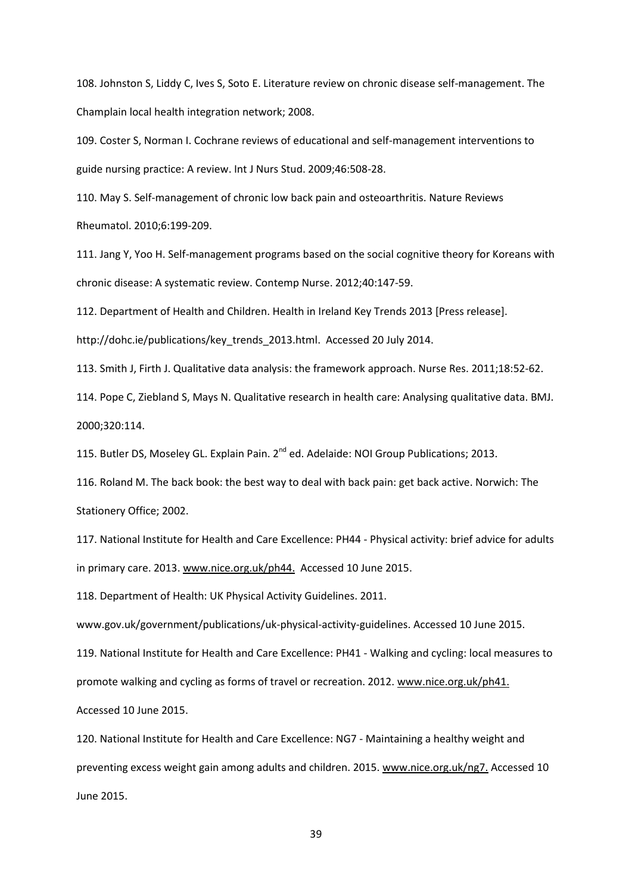108. Johnston S, Liddy C, Ives S, Soto E. Literature review on chronic disease self-management. The Champlain local health integration network; 2008.

109. Coster S, Norman I. Cochrane reviews of educational and self-management interventions to guide nursing practice: A review. Int J Nurs Stud. 2009;46:508-28.

110. May S. Self-management of chronic low back pain and osteoarthritis. Nature Reviews Rheumatol. 2010;6:199-209.

111. Jang Y, Yoo H. Self-management programs based on the social cognitive theory for Koreans with chronic disease: A systematic review. Contemp Nurse. 2012;40:147-59.

112. Department of Health and Children. Health in Ireland Key Trends 2013 [Press release]. http://dohc.ie/publications/key_trends_2013.html. Accessed 20 July 2014.

113. Smith J, Firth J. Qualitative data analysis: the framework approach. Nurse Res. 2011;18:52-62.

114. Pope C, Ziebland S, Mays N. Qualitative research in health care: Analysing qualitative data. BMJ. 2000;320:114.

115. Butler DS, Moseley GL. Explain Pain. 2nd ed. Adelaide: NOI Group Publications; 2013.

116. Roland M. The back book: the best way to deal with back pain: get back active. Norwich: The Stationery Office; 2002.

117. National Institute for Health and Care Excellence: PH44 - Physical activity: brief advice for adults in primary care. 2013. www.nice.org.uk/ph44. Accessed 10 June 2015.

118. Department of Health: UK Physical Activity Guidelines. 2011. www.gov.uk/government/publications/uk-physical-activity-guidelines. Accessed 10 June 2015.

119. National Institute for Health and Care Excellence: PH41 - Walking and cycling: local measures to promote walking and cycling as forms of travel or recreation. 2012. www.nice.org.uk/ph41. Accessed 10 June 2015.

120. National Institute for Health and Care Excellence: NG7 - Maintaining a healthy weight and preventing excess weight gain among adults and children. 2015. www.nice.org.uk/ng7. Accessed 10 June 2015.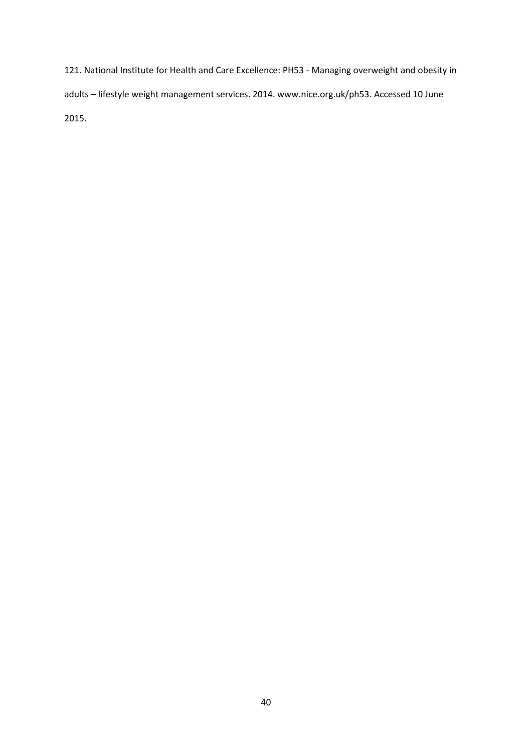121. National Institute for Health and Care Excellence: PH53 - Managing overweight and obesity in adults – lifestyle weight management services. 2014. www.nice.org.uk/ph53. Accessed 10 June 2015.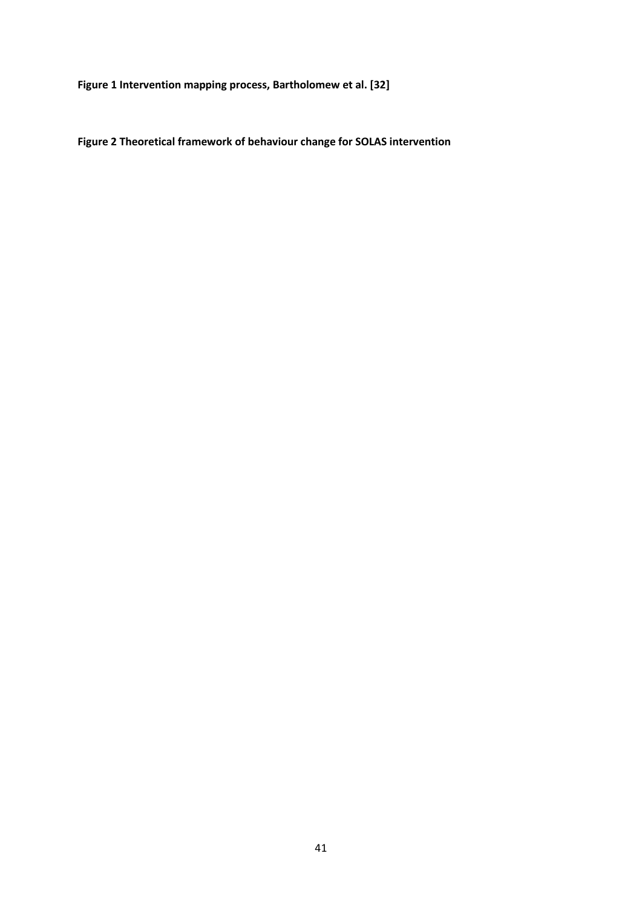**Figure 1 Intervention mapping process, Bartholomew et al. [32]**

**Figure 2 Theoretical framework of behaviour change for SOLAS intervention**